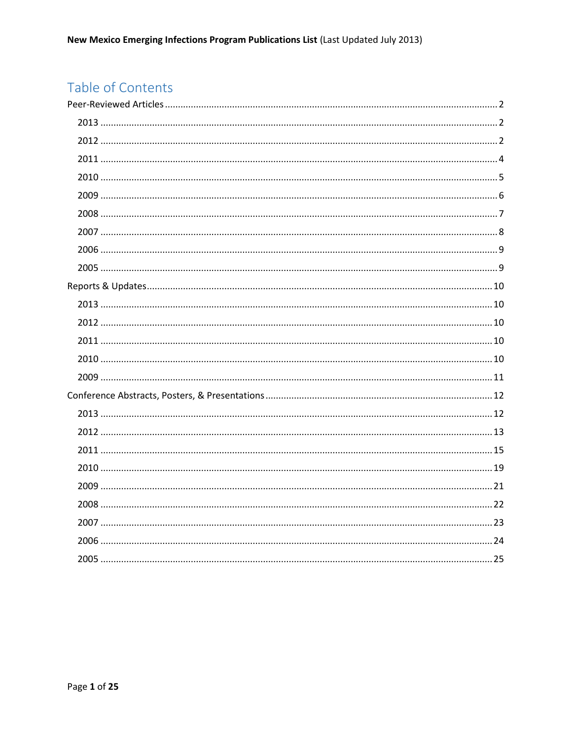**New Mexico Emerging Infections Program Publications List** (Last Updated July 2013)

# Table of Contents

Peer-Reviewed Articles ........ 2

- 2013 ........ 2
- 2012 ........ 2
- 2011 ........ 4
- 2010 ........ 5
- 2009 ........ 6
- 2008 ........ 7
- 2007 ........ 8
- 2006 ........ 9
- 2005 ........ 9

Reports & Updates ........ 10

- 2013 ........ 10
- 2012 ........ 10
- 2011 ........ 10
- 2010 ........ 10
- 2009 ........ 11

Conference Abstracts, Posters, & Presentations ........ 12

- 2013 ........ 12
- 2012 ........ 13
- 2011 ........ 15
- 2010 ........ 19
- 2009 ........ 21
- 2008 ........ 22
- 2007 ........ 23
- 2006 ........ 24
- 2005 ........ 25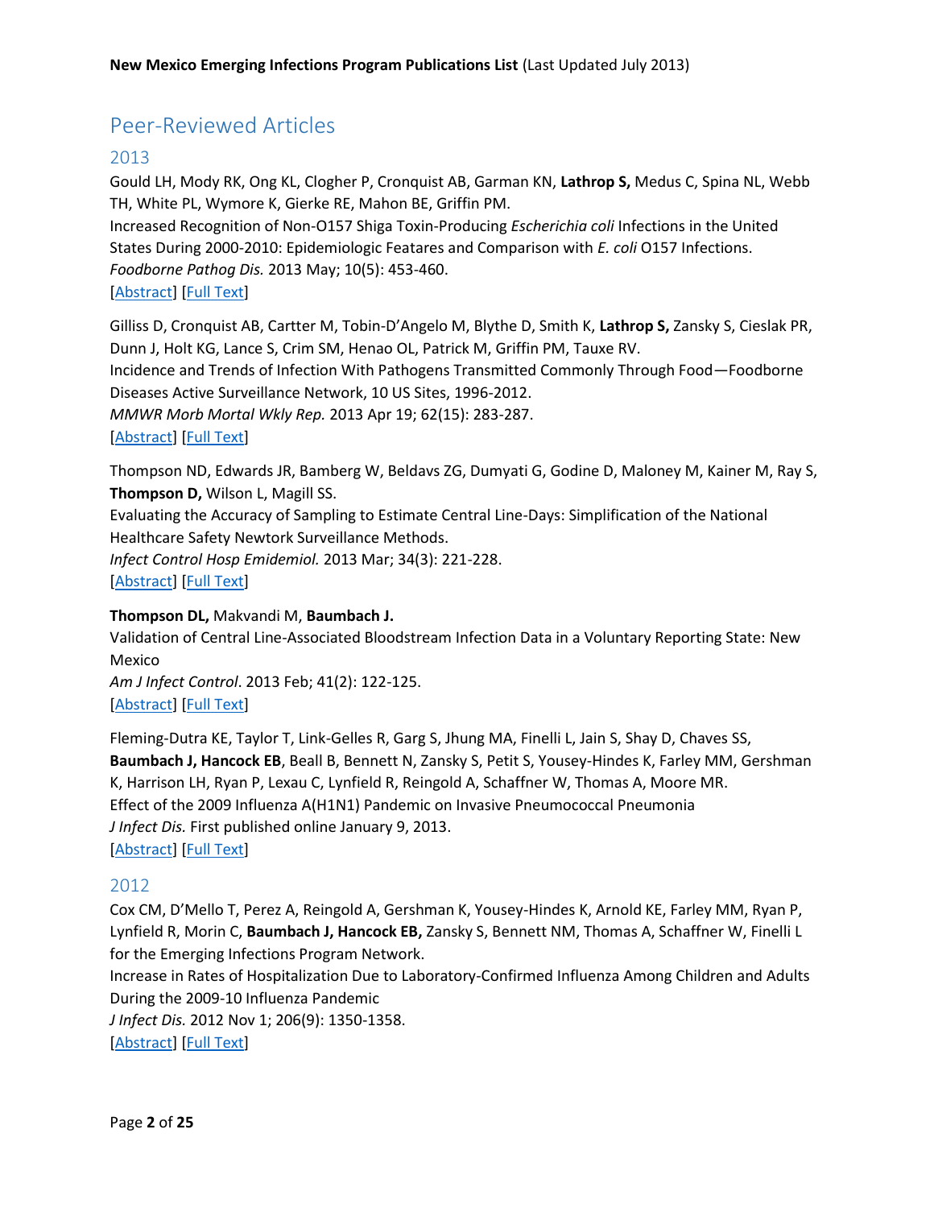# Peer-Reviewed Articles

## 2013

Gould LH, Mody RK, Ong KL, Clogher P, Cronquist AB, Garman KN, **Lathrop S,** Medus C, Spina NL, Webb TH, White PL, Wymore K, Gierke RE, Mahon BE, Griffin PM.
Increased Recognition of Non-O157 Shiga Toxin-Producing *Escherichia coli* Infections in the United States During 2000-2010: Epidemiologic Featares and Comparison with *E. coli* O157 Infections.
*Foodborne Pathog Dis.* 2013 May; 10(5): 453-460.
[Abstract] [Full Text]

Gilliss D, Cronquist AB, Cartter M, Tobin-D'Angelo M, Blythe D, Smith K, **Lathrop S,** Zansky S, Cieslak PR, Dunn J, Holt KG, Lance S, Crim SM, Henao OL, Patrick M, Griffin PM, Tauxe RV.
Incidence and Trends of Infection With Pathogens Transmitted Commonly Through Food—Foodborne Diseases Active Surveillance Network, 10 US Sites, 1996-2012.
*MMWR Morb Mortal Wkly Rep.* 2013 Apr 19; 62(15): 283-287.
[Abstract] [Full Text]

Thompson ND, Edwards JR, Bamberg W, Beldavs ZG, Dumyati G, Godine D, Maloney M, Kainer M, Ray S, **Thompson D,** Wilson L, Magill SS.
Evaluating the Accuracy of Sampling to Estimate Central Line-Days: Simplification of the National Healthcare Safety Newtork Surveillance Methods.
*Infect Control Hosp Emidemiol.* 2013 Mar; 34(3): 221-228.
[Abstract] [Full Text]

**Thompson DL,** Makvandi M, **Baumbach J.**
Validation of Central Line-Associated Bloodstream Infection Data in a Voluntary Reporting State: New Mexico
*Am J Infect Control*. 2013 Feb; 41(2): 122-125.
[Abstract] [Full Text]

Fleming-Dutra KE, Taylor T, Link-Gelles R, Garg S, Jhung MA, Finelli L, Jain S, Shay D, Chaves SS, **Baumbach J, Hancock EB**, Beall B, Bennett N, Zansky S, Petit S, Yousey-Hindes K, Farley MM, Gershman K, Harrison LH, Ryan P, Lexau C, Lynfield R, Reingold A, Schaffner W, Thomas A, Moore MR.
Effect of the 2009 Influenza A(H1N1) Pandemic on Invasive Pneumococcal Pneumonia
*J Infect Dis.* First published online January 9, 2013.
[Abstract] [Full Text]

## 2012

Cox CM, D'Mello T, Perez A, Reingold A, Gershman K, Yousey-Hindes K, Arnold KE, Farley MM, Ryan P, Lynfield R, Morin C, **Baumbach J, Hancock EB,** Zansky S, Bennett NM, Thomas A, Schaffner W, Finelli L for the Emerging Infections Program Network.
Increase in Rates of Hospitalization Due to Laboratory-Confirmed Influenza Among Children and Adults During the 2009-10 Influenza Pandemic
*J Infect Dis.* 2012 Nov 1; 206(9): 1350-1358.
[Abstract] [Full Text]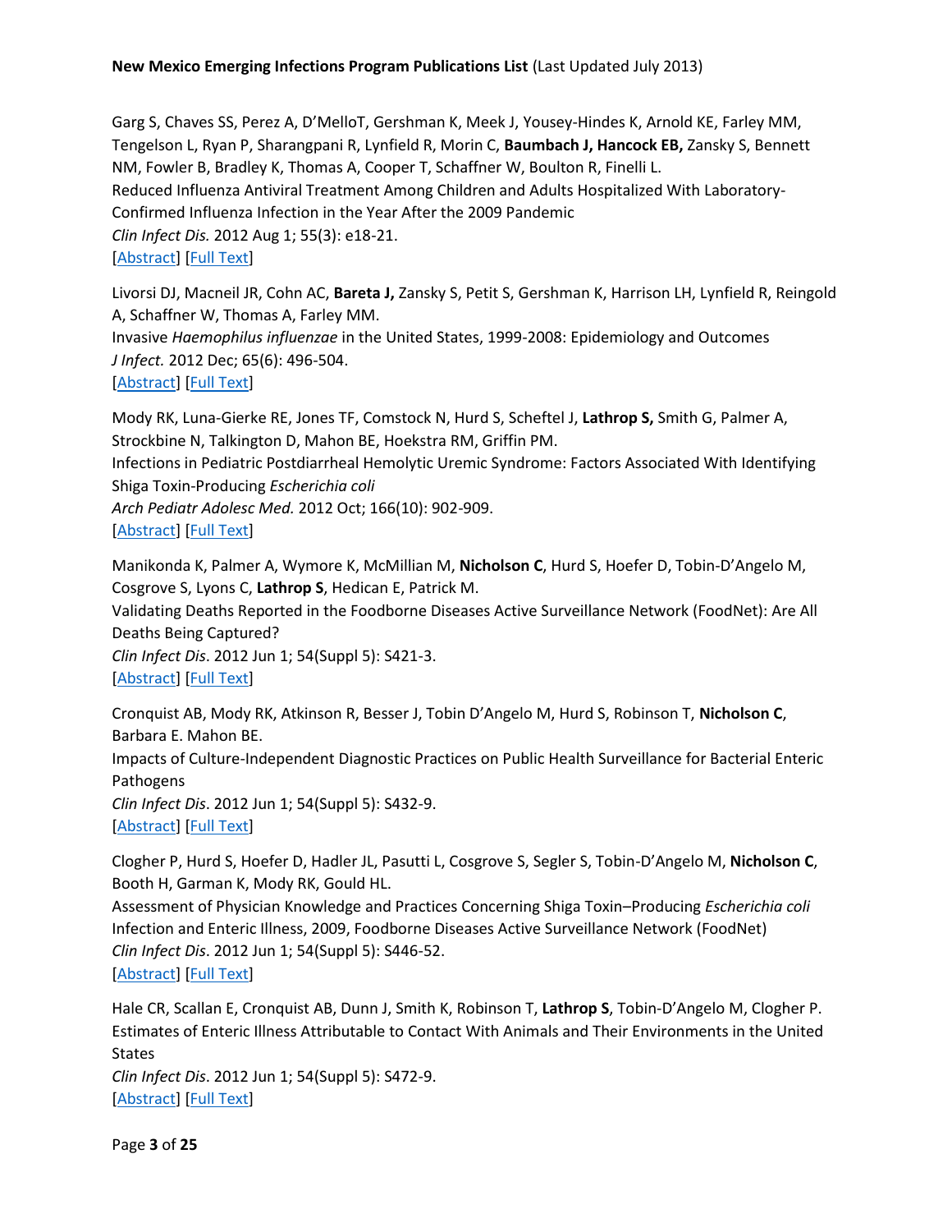Garg S, Chaves SS, Perez A, D'MelloT, Gershman K, Meek J, Yousey-Hindes K, Arnold KE, Farley MM, Tengelson L, Ryan P, Sharangpani R, Lynfield R, Morin C, **Baumbach J, Hancock EB,** Zansky S, Bennett NM, Fowler B, Bradley K, Thomas A, Cooper T, Schaffner W, Boulton R, Finelli L.
Reduced Influenza Antiviral Treatment Among Children and Adults Hospitalized With Laboratory-Confirmed Influenza Infection in the Year After the 2009 Pandemic
*Clin Infect Dis.* 2012 Aug 1; 55(3): e18-21.
[Abstract] [Full Text]

Livorsi DJ, Macneil JR, Cohn AC, **Bareta J,** Zansky S, Petit S, Gershman K, Harrison LH, Lynfield R, Reingold A, Schaffner W, Thomas A, Farley MM.
Invasive *Haemophilus influenzae* in the United States, 1999-2008: Epidemiology and Outcomes
*J Infect.* 2012 Dec; 65(6): 496-504.
[Abstract] [Full Text]

Mody RK, Luna-Gierke RE, Jones TF, Comstock N, Hurd S, Scheftel J, **Lathrop S,** Smith G, Palmer A, Strockbine N, Talkington D, Mahon BE, Hoekstra RM, Griffin PM.
Infections in Pediatric Postdiarrheal Hemolytic Uremic Syndrome: Factors Associated With Identifying Shiga Toxin-Producing *Escherichia coli*
*Arch Pediatr Adolesc Med.* 2012 Oct; 166(10): 902-909.
[Abstract] [Full Text]

Manikonda K, Palmer A, Wymore K, McMillian M, **Nicholson C**, Hurd S, Hoefer D, Tobin-D'Angelo M, Cosgrove S, Lyons C, **Lathrop S**, Hedican E, Patrick M.
Validating Deaths Reported in the Foodborne Diseases Active Surveillance Network (FoodNet): Are All Deaths Being Captured?
*Clin Infect Dis*. 2012 Jun 1; 54(Suppl 5): S421-3.
[Abstract] [Full Text]

Cronquist AB, Mody RK, Atkinson R, Besser J, Tobin D'Angelo M, Hurd S, Robinson T, **Nicholson C**, Barbara E. Mahon BE.
Impacts of Culture-Independent Diagnostic Practices on Public Health Surveillance for Bacterial Enteric Pathogens
*Clin Infect Dis*. 2012 Jun 1; 54(Suppl 5): S432-9.
[Abstract] [Full Text]

Clogher P, Hurd S, Hoefer D, Hadler JL, Pasutti L, Cosgrove S, Segler S, Tobin-D'Angelo M, **Nicholson C**, Booth H, Garman K, Mody RK, Gould HL.
Assessment of Physician Knowledge and Practices Concerning Shiga Toxin–Producing *Escherichia coli* Infection and Enteric Illness, 2009, Foodborne Diseases Active Surveillance Network (FoodNet)
*Clin Infect Dis*. 2012 Jun 1; 54(Suppl 5): S446-52.
[Abstract] [Full Text]

Hale CR, Scallan E, Cronquist AB, Dunn J, Smith K, Robinson T, **Lathrop S**, Tobin-D'Angelo M, Clogher P.
Estimates of Enteric Illness Attributable to Contact With Animals and Their Environments in the United States
*Clin Infect Dis*. 2012 Jun 1; 54(Suppl 5): S472-9.
[Abstract] [Full Text]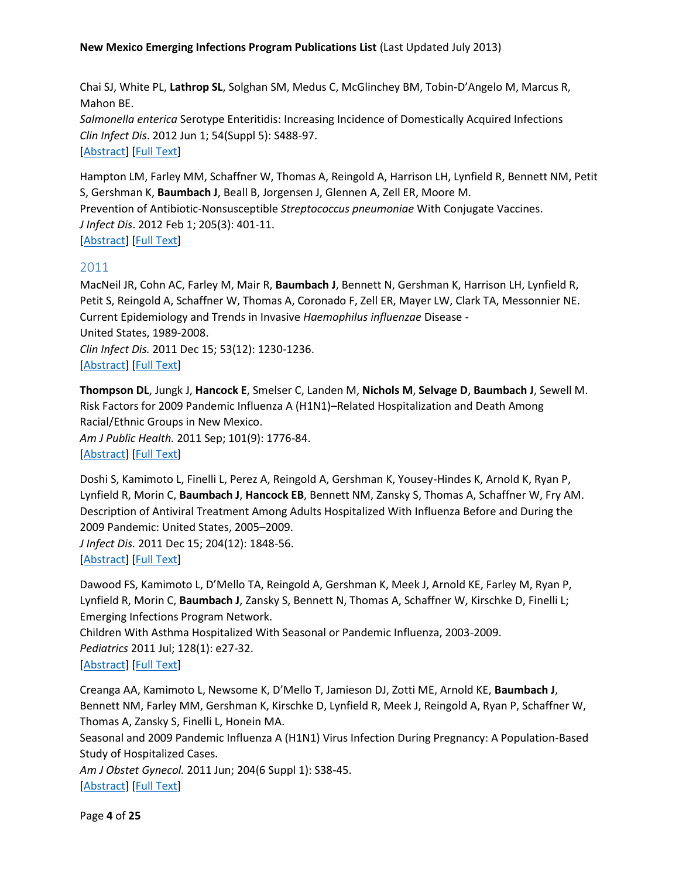Chai SJ, White PL, **Lathrop SL**, Solghan SM, Medus C, McGlinchey BM, Tobin-D'Angelo M, Marcus R, Mahon BE.
*Salmonella enterica* Serotype Enteritidis: Increasing Incidence of Domestically Acquired Infections
*Clin Infect Dis*. 2012 Jun 1; 54(Suppl 5): S488-97.
[Abstract] [Full Text]

Hampton LM, Farley MM, Schaffner W, Thomas A, Reingold A, Harrison LH, Lynfield R, Bennett NM, Petit S, Gershman K, **Baumbach J**, Beall B, Jorgensen J, Glennen A, Zell ER, Moore M.
Prevention of Antibiotic-Nonsusceptible *Streptococcus pneumoniae* With Conjugate Vaccines.
*J Infect Dis*. 2012 Feb 1; 205(3): 401-11.
[Abstract] [Full Text]

## 2011

MacNeil JR, Cohn AC, Farley M, Mair R, **Baumbach J**, Bennett N, Gershman K, Harrison LH, Lynfield R, Petit S, Reingold A, Schaffner W, Thomas A, Coronado F, Zell ER, Mayer LW, Clark TA, Messonnier NE.
Current Epidemiology and Trends in Invasive *Haemophilus influenzae* Disease - United States, 1989-2008.
*Clin Infect Dis.* 2011 Dec 15; 53(12): 1230-1236.
[Abstract] [Full Text]

**Thompson DL**, Jungk J, **Hancock E**, Smelser C, Landen M, **Nichols M**, **Selvage D**, **Baumbach J**, Sewell M.
Risk Factors for 2009 Pandemic Influenza A (H1N1)–Related Hospitalization and Death Among Racial/Ethnic Groups in New Mexico.
*Am J Public Health.* 2011 Sep; 101(9): 1776-84.
[Abstract] [Full Text]

Doshi S, Kamimoto L, Finelli L, Perez A, Reingold A, Gershman K, Yousey-Hindes K, Arnold K, Ryan P, Lynfield R, Morin C, **Baumbach J**, **Hancock EB**, Bennett NM, Zansky S, Thomas A, Schaffner W, Fry AM.
Description of Antiviral Treatment Among Adults Hospitalized With Influenza Before and During the 2009 Pandemic: United States, 2005–2009.
*J Infect Dis.* 2011 Dec 15; 204(12): 1848-56.
[Abstract] [Full Text]

Dawood FS, Kamimoto L, D'Mello TA, Reingold A, Gershman K, Meek J, Arnold KE, Farley M, Ryan P, Lynfield R, Morin C, **Baumbach J**, Zansky S, Bennett N, Thomas A, Schaffner W, Kirschke D, Finelli L; Emerging Infections Program Network.
Children With Asthma Hospitalized With Seasonal or Pandemic Influenza, 2003-2009.
*Pediatrics* 2011 Jul; 128(1): e27-32.
[Abstract] [Full Text]

Creanga AA, Kamimoto L, Newsome K, D'Mello T, Jamieson DJ, Zotti ME, Arnold KE, **Baumbach J**, Bennett NM, Farley MM, Gershman K, Kirschke D, Lynfield R, Meek J, Reingold A, Ryan P, Schaffner W, Thomas A, Zansky S, Finelli L, Honein MA.
Seasonal and 2009 Pandemic Influenza A (H1N1) Virus Infection During Pregnancy: A Population-Based Study of Hospitalized Cases.
*Am J Obstet Gynecol.* 2011 Jun; 204(6 Suppl 1): S38-45.
[Abstract] [Full Text]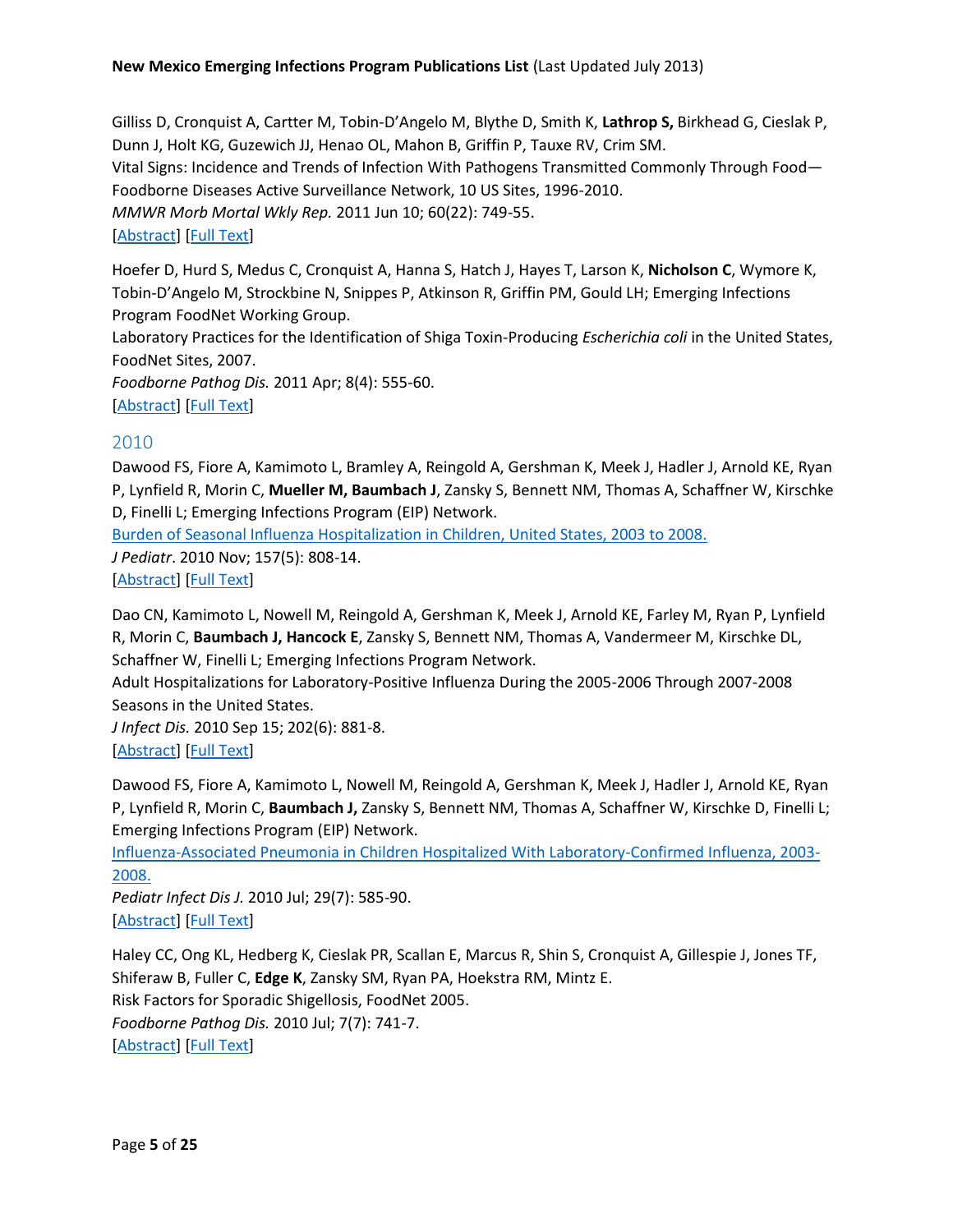Gilliss D, Cronquist A, Cartter M, Tobin-D'Angelo M, Blythe D, Smith K, **Lathrop S,** Birkhead G, Cieslak P, Dunn J, Holt KG, Guzewich JJ, Henao OL, Mahon B, Griffin P, Tauxe RV, Crim SM.
Vital Signs: Incidence and Trends of Infection With Pathogens Transmitted Commonly Through Food—Foodborne Diseases Active Surveillance Network, 10 US Sites, 1996-2010.
*MMWR Morb Mortal Wkly Rep.* 2011 Jun 10; 60(22): 749-55.
[Abstract] [Full Text]

Hoefer D, Hurd S, Medus C, Cronquist A, Hanna S, Hatch J, Hayes T, Larson K, **Nicholson C**, Wymore K, Tobin-D'Angelo M, Strockbine N, Snippes P, Atkinson R, Griffin PM, Gould LH; Emerging Infections Program FoodNet Working Group.
Laboratory Practices for the Identification of Shiga Toxin-Producing *Escherichia coli* in the United States, FoodNet Sites, 2007.
*Foodborne Pathog Dis.* 2011 Apr; 8(4): 555-60.
[Abstract] [Full Text]

## 2010

Dawood FS, Fiore A, Kamimoto L, Bramley A, Reingold A, Gershman K, Meek J, Hadler J, Arnold KE, Ryan P, Lynfield R, Morin C, **Mueller M, Baumbach J**, Zansky S, Bennett NM, Thomas A, Schaffner W, Kirschke D, Finelli L; Emerging Infections Program (EIP) Network.
Burden of Seasonal Influenza Hospitalization in Children, United States, 2003 to 2008.
*J Pediatr*. 2010 Nov; 157(5): 808-14.
[Abstract] [Full Text]

Dao CN, Kamimoto L, Nowell M, Reingold A, Gershman K, Meek J, Arnold KE, Farley M, Ryan P, Lynfield R, Morin C, **Baumbach J, Hancock E**, Zansky S, Bennett NM, Thomas A, Vandermeer M, Kirschke DL, Schaffner W, Finelli L; Emerging Infections Program Network.
Adult Hospitalizations for Laboratory-Positive Influenza During the 2005-2006 Through 2007-2008 Seasons in the United States.
*J Infect Dis.* 2010 Sep 15; 202(6): 881-8.
[Abstract] [Full Text]

Dawood FS, Fiore A, Kamimoto L, Nowell M, Reingold A, Gershman K, Meek J, Hadler J, Arnold KE, Ryan P, Lynfield R, Morin C, **Baumbach J,** Zansky S, Bennett NM, Thomas A, Schaffner W, Kirschke D, Finelli L; Emerging Infections Program (EIP) Network.
Influenza-Associated Pneumonia in Children Hospitalized With Laboratory-Confirmed Influenza, 2003-2008.
*Pediatr Infect Dis J.* 2010 Jul; 29(7): 585-90.
[Abstract] [Full Text]

Haley CC, Ong KL, Hedberg K, Cieslak PR, Scallan E, Marcus R, Shin S, Cronquist A, Gillespie J, Jones TF, Shiferaw B, Fuller C, **Edge K**, Zansky SM, Ryan PA, Hoekstra RM, Mintz E.
Risk Factors for Sporadic Shigellosis, FoodNet 2005.
*Foodborne Pathog Dis.* 2010 Jul; 7(7): 741-7.
[Abstract] [Full Text]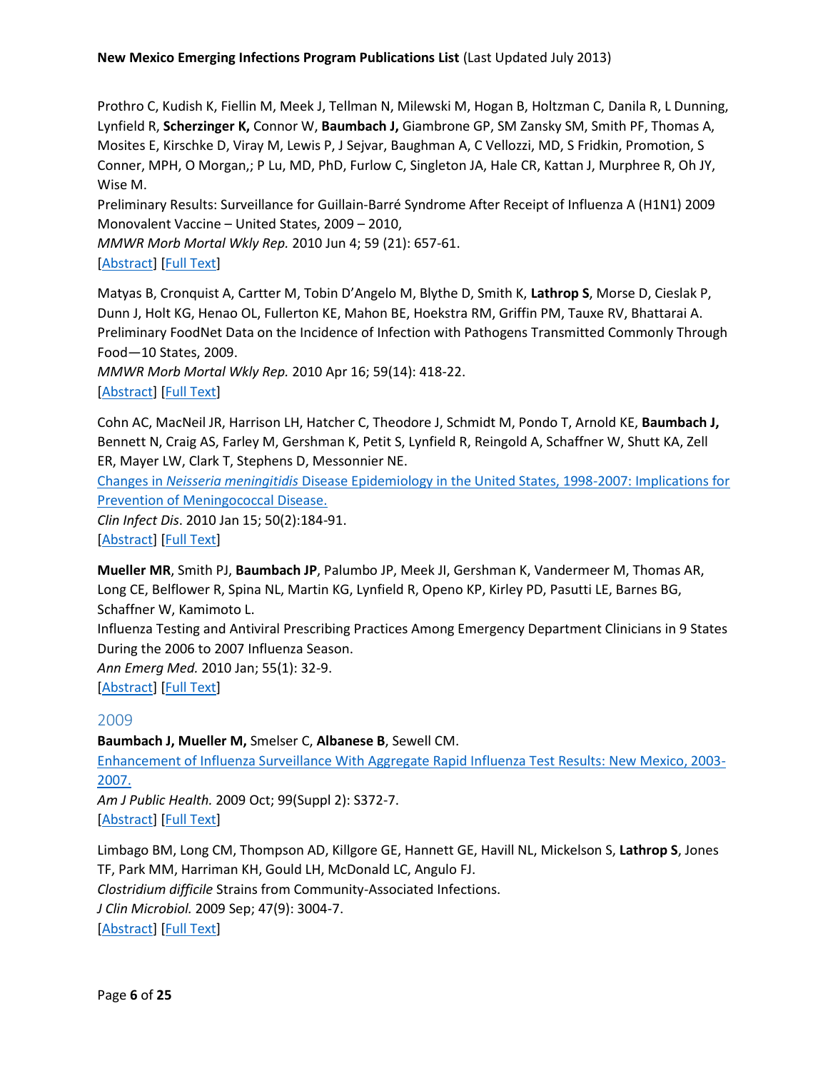Prothro C, Kudish K, Fiellin M, Meek J, Tellman N, Milewski M, Hogan B, Holtzman C, Danila R, L Dunning, Lynfield R, **Scherzinger K,** Connor W, **Baumbach J,** Giambrone GP, SM Zansky SM, Smith PF, Thomas A, Mosites E, Kirschke D, Viray M, Lewis P, J Sejvar, Baughman A, C Vellozzi, MD, S Fridkin, Promotion, S Conner, MPH, O Morgan,; P Lu, MD, PhD, Furlow C, Singleton JA, Hale CR, Kattan J, Murphree R, Oh JY, Wise M.
Preliminary Results: Surveillance for Guillain-Barré Syndrome After Receipt of Influenza A (H1N1) 2009 Monovalent Vaccine – United States, 2009 – 2010,
*MMWR Morb Mortal Wkly Rep.* 2010 Jun 4; 59 (21): 657-61.
[Abstract] [Full Text]

Matyas B, Cronquist A, Cartter M, Tobin D'Angelo M, Blythe D, Smith K, **Lathrop S**, Morse D, Cieslak P, Dunn J, Holt KG, Henao OL, Fullerton KE, Mahon BE, Hoekstra RM, Griffin PM, Tauxe RV, Bhattarai A.
Preliminary FoodNet Data on the Incidence of Infection with Pathogens Transmitted Commonly Through Food—10 States, 2009.
*MMWR Morb Mortal Wkly Rep.* 2010 Apr 16; 59(14): 418-22.
[Abstract] [Full Text]

Cohn AC, MacNeil JR, Harrison LH, Hatcher C, Theodore J, Schmidt M, Pondo T, Arnold KE, **Baumbach J,** Bennett N, Craig AS, Farley M, Gershman K, Petit S, Lynfield R, Reingold A, Schaffner W, Shutt KA, Zell ER, Mayer LW, Clark T, Stephens D, Messonnier NE.
Changes in *Neisseria meningitidis* Disease Epidemiology in the United States, 1998-2007: Implications for Prevention of Meningococcal Disease.
*Clin Infect Dis*. 2010 Jan 15; 50(2):184-91.
[Abstract] [Full Text]

**Mueller MR**, Smith PJ, **Baumbach JP**, Palumbo JP, Meek JI, Gershman K, Vandermeer M, Thomas AR, Long CE, Belflower R, Spina NL, Martin KG, Lynfield R, Openo KP, Kirley PD, Pasutti LE, Barnes BG, Schaffner W, Kamimoto L.
Influenza Testing and Antiviral Prescribing Practices Among Emergency Department Clinicians in 9 States During the 2006 to 2007 Influenza Season.
*Ann Emerg Med.* 2010 Jan; 55(1): 32-9.
[Abstract] [Full Text]

## 2009

**Baumbach J, Mueller M,** Smelser C, **Albanese B**, Sewell CM.
Enhancement of Influenza Surveillance With Aggregate Rapid Influenza Test Results: New Mexico, 2003-2007.
*Am J Public Health.* 2009 Oct; 99(Suppl 2): S372-7.
[Abstract] [Full Text]

Limbago BM, Long CM, Thompson AD, Killgore GE, Hannett GE, Havill NL, Mickelson S, **Lathrop S**, Jones TF, Park MM, Harriman KH, Gould LH, McDonald LC, Angulo FJ.
*Clostridium difficile* Strains from Community-Associated Infections.
*J Clin Microbiol.* 2009 Sep; 47(9): 3004-7.
[Abstract] [Full Text]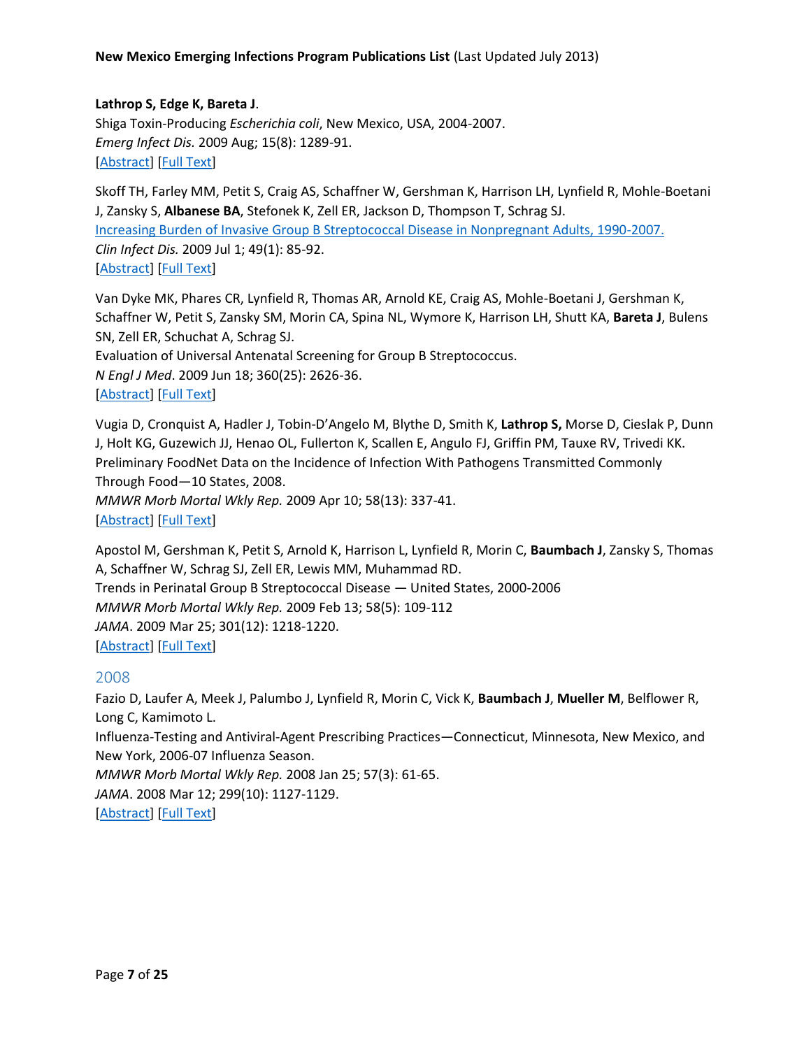**Lathrop S, Edge K, Bareta J**.
Shiga Toxin-Producing *Escherichia coli*, New Mexico, USA, 2004-2007.
*Emerg Infect Dis.* 2009 Aug; 15(8): 1289-91.
[Abstract] [Full Text]

Skoff TH, Farley MM, Petit S, Craig AS, Schaffner W, Gershman K, Harrison LH, Lynfield R, Mohle-Boetani J, Zansky S, **Albanese BA**, Stefonek K, Zell ER, Jackson D, Thompson T, Schrag SJ.
Increasing Burden of Invasive Group B Streptococcal Disease in Nonpregnant Adults, 1990-2007.
*Clin Infect Dis.* 2009 Jul 1; 49(1): 85-92.
[Abstract] [Full Text]

Van Dyke MK, Phares CR, Lynfield R, Thomas AR, Arnold KE, Craig AS, Mohle-Boetani J, Gershman K, Schaffner W, Petit S, Zansky SM, Morin CA, Spina NL, Wymore K, Harrison LH, Shutt KA, **Bareta J**, Bulens SN, Zell ER, Schuchat A, Schrag SJ.
Evaluation of Universal Antenatal Screening for Group B Streptococcus.
*N Engl J Med*. 2009 Jun 18; 360(25): 2626-36.
[Abstract] [Full Text]

Vugia D, Cronquist A, Hadler J, Tobin-D'Angelo M, Blythe D, Smith K, **Lathrop S,** Morse D, Cieslak P, Dunn J, Holt KG, Guzewich JJ, Henao OL, Fullerton K, Scallen E, Angulo FJ, Griffin PM, Tauxe RV, Trivedi KK.
Preliminary FoodNet Data on the Incidence of Infection With Pathogens Transmitted Commonly Through Food—10 States, 2008.
*MMWR Morb Mortal Wkly Rep.* 2009 Apr 10; 58(13): 337-41.
[Abstract] [Full Text]

Apostol M, Gershman K, Petit S, Arnold K, Harrison L, Lynfield R, Morin C, **Baumbach J**, Zansky S, Thomas A, Schaffner W, Schrag SJ, Zell ER, Lewis MM, Muhammad RD.
Trends in Perinatal Group B Streptococcal Disease — United States, 2000-2006
*MMWR Morb Mortal Wkly Rep.* 2009 Feb 13; 58(5): 109-112
*JAMA*. 2009 Mar 25; 301(12): 1218-1220.
[Abstract] [Full Text]

## 2008

Fazio D, Laufer A, Meek J, Palumbo J, Lynfield R, Morin C, Vick K, **Baumbach J**, **Mueller M**, Belflower R, Long C, Kamimoto L.
Influenza-Testing and Antiviral-Agent Prescribing Practices—Connecticut, Minnesota, New Mexico, and New York, 2006-07 Influenza Season.
*MMWR Morb Mortal Wkly Rep.* 2008 Jan 25; 57(3): 61-65.
*JAMA*. 2008 Mar 12; 299(10): 1127-1129.
[Abstract] [Full Text]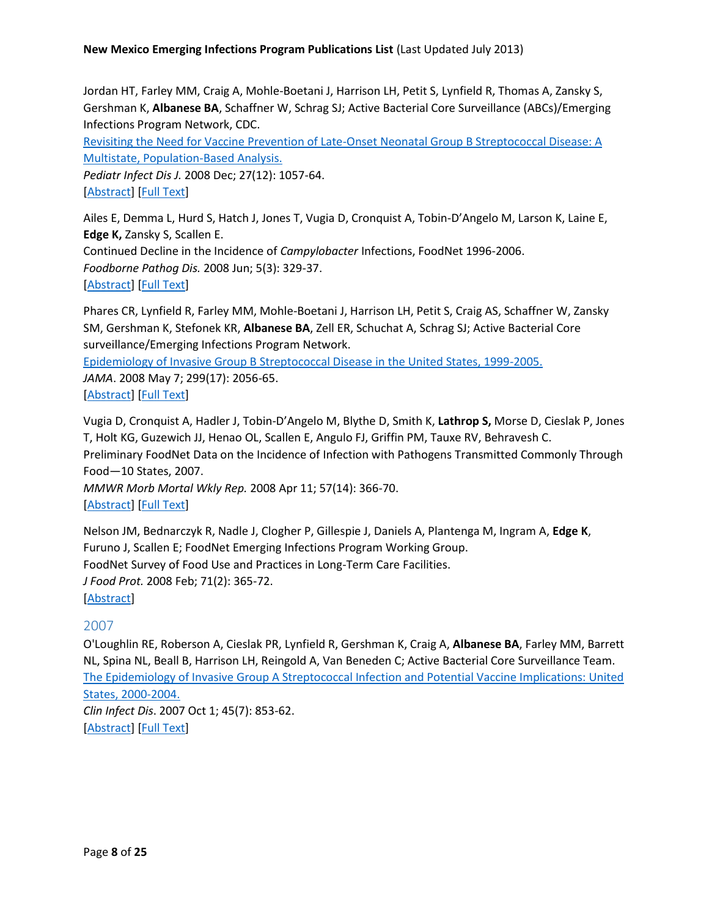Jordan HT, Farley MM, Craig A, Mohle-Boetani J, Harrison LH, Petit S, Lynfield R, Thomas A, Zansky S, Gershman K, **Albanese BA**, Schaffner W, Schrag SJ; Active Bacterial Core Surveillance (ABCs)/Emerging Infections Program Network, CDC.
[Revisiting the Need for Vaccine Prevention of Late-Onset Neonatal Group B Streptococcal Disease: A Multistate, Population-Based Analysis.]()
*Pediatr Infect Dis J.* 2008 Dec; 27(12): 1057-64.
[[Abstract]()] [[Full Text]()]

Ailes E, Demma L, Hurd S, Hatch J, Jones T, Vugia D, Cronquist A, Tobin-D'Angelo M, Larson K, Laine E, **Edge K,** Zansky S, Scallen E.
Continued Decline in the Incidence of *Campylobacter* Infections, FoodNet 1996-2006.
*Foodborne Pathog Dis.* 2008 Jun; 5(3): 329-37.
[[Abstract]()] [[Full Text]()]

Phares CR, Lynfield R, Farley MM, Mohle-Boetani J, Harrison LH, Petit S, Craig AS, Schaffner W, Zansky SM, Gershman K, Stefonek KR, **Albanese BA**, Zell ER, Schuchat A, Schrag SJ; Active Bacterial Core surveillance/Emerging Infections Program Network.
[Epidemiology of Invasive Group B Streptococcal Disease in the United States, 1999-2005.]()
*JAMA*. 2008 May 7; 299(17): 2056-65.
[[Abstract]()] [[Full Text]()]

Vugia D, Cronquist A, Hadler J, Tobin-D'Angelo M, Blythe D, Smith K, **Lathrop S,** Morse D, Cieslak P, Jones T, Holt KG, Guzewich JJ, Henao OL, Scallen E, Angulo FJ, Griffin PM, Tauxe RV, Behravesh C.
Preliminary FoodNet Data on the Incidence of Infection with Pathogens Transmitted Commonly Through Food—10 States, 2007.
*MMWR Morb Mortal Wkly Rep.* 2008 Apr 11; 57(14): 366-70.
[[Abstract]()] [[Full Text]()]

Nelson JM, Bednarczyk R, Nadle J, Clogher P, Gillespie J, Daniels A, Plantenga M, Ingram A, **Edge K**, Furuno J, Scallen E; FoodNet Emerging Infections Program Working Group.
FoodNet Survey of Food Use and Practices in Long-Term Care Facilities.
*J Food Prot.* 2008 Feb; 71(2): 365-72.
[[Abstract]()]

## 2007

O'Loughlin RE, Roberson A, Cieslak PR, Lynfield R, Gershman K, Craig A, **Albanese BA**, Farley MM, Barrett NL, Spina NL, Beall B, Harrison LH, Reingold A, Van Beneden C; Active Bacterial Core Surveillance Team.
[The Epidemiology of Invasive Group A Streptococcal Infection and Potential Vaccine Implications: United States, 2000-2004.]()
*Clin Infect Dis*. 2007 Oct 1; 45(7): 853-62.
[[Abstract]()] [[Full Text]()]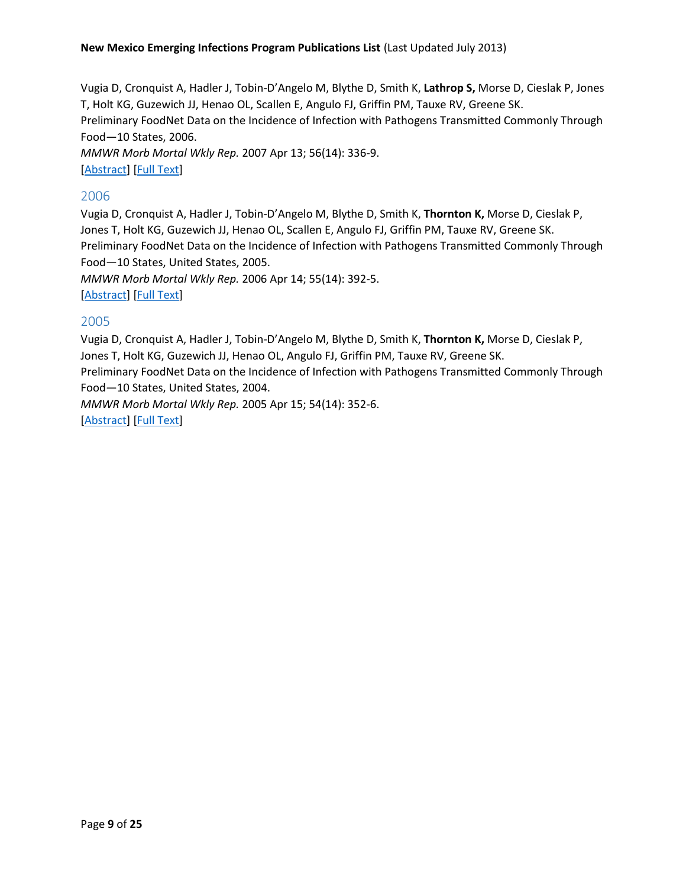Vugia D, Cronquist A, Hadler J, Tobin-D'Angelo M, Blythe D, Smith K, **Lathrop S,** Morse D, Cieslak P, Jones T, Holt KG, Guzewich JJ, Henao OL, Scallen E, Angulo FJ, Griffin PM, Tauxe RV, Greene SK.
Preliminary FoodNet Data on the Incidence of Infection with Pathogens Transmitted Commonly Through Food—10 States, 2006.
*MMWR Morb Mortal Wkly Rep.* 2007 Apr 13; 56(14): 336-9.
[Abstract] [Full Text]

## 2006

Vugia D, Cronquist A, Hadler J, Tobin-D'Angelo M, Blythe D, Smith K, **Thornton K,** Morse D, Cieslak P, Jones T, Holt KG, Guzewich JJ, Henao OL, Scallen E, Angulo FJ, Griffin PM, Tauxe RV, Greene SK.
Preliminary FoodNet Data on the Incidence of Infection with Pathogens Transmitted Commonly Through Food—10 States, United States, 2005.
*MMWR Morb Mortal Wkly Rep.* 2006 Apr 14; 55(14): 392-5.
[Abstract] [Full Text]

## 2005

Vugia D, Cronquist A, Hadler J, Tobin-D'Angelo M, Blythe D, Smith K, **Thornton K,** Morse D, Cieslak P, Jones T, Holt KG, Guzewich JJ, Henao OL, Angulo FJ, Griffin PM, Tauxe RV, Greene SK.
Preliminary FoodNet Data on the Incidence of Infection with Pathogens Transmitted Commonly Through Food—10 States, United States, 2004.
*MMWR Morb Mortal Wkly Rep.* 2005 Apr 15; 54(14): 352-6.
[Abstract] [Full Text]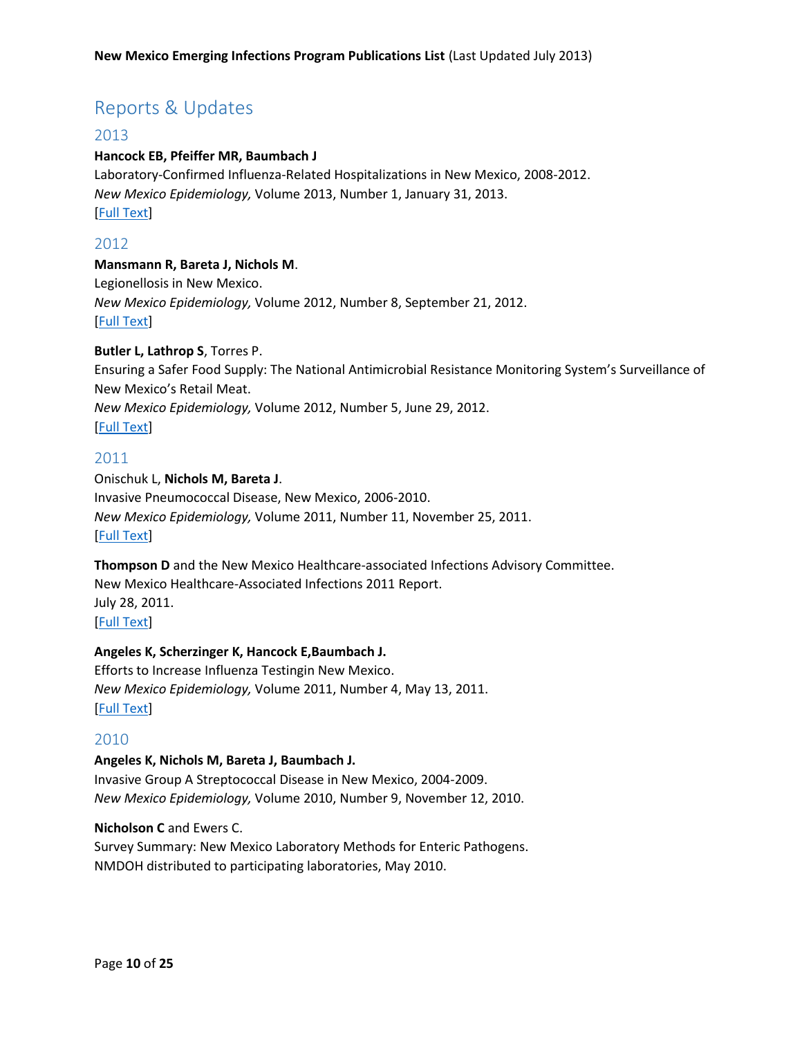## Reports & Updates

### 2013

**Hancock EB, Pfeiffer MR, Baumbach J**
Laboratory-Confirmed Influenza-Related Hospitalizations in New Mexico, 2008-2012.
*New Mexico Epidemiology,* Volume 2013, Number 1, January 31, 2013.
[Full Text]

### 2012

**Mansmann R, Bareta J, Nichols M**.
Legionellosis in New Mexico.
*New Mexico Epidemiology,* Volume 2012, Number 8, September 21, 2012.
[Full Text]

**Butler L, Lathrop S**, Torres P.
Ensuring a Safer Food Supply: The National Antimicrobial Resistance Monitoring System's Surveillance of New Mexico's Retail Meat.
*New Mexico Epidemiology,* Volume 2012, Number 5, June 29, 2012.
[Full Text]

### 2011

Onischuk L, **Nichols M, Bareta J**.
Invasive Pneumococcal Disease, New Mexico, 2006-2010.
*New Mexico Epidemiology,* Volume 2011, Number 11, November 25, 2011.
[Full Text]

**Thompson D** and the New Mexico Healthcare-associated Infections Advisory Committee.
New Mexico Healthcare-Associated Infections 2011 Report.
July 28, 2011.
[Full Text]

**Angeles K, Scherzinger K, Hancock E,Baumbach J.**
Efforts to Increase Influenza Testingin New Mexico.
*New Mexico Epidemiology,* Volume 2011, Number 4, May 13, 2011.
[Full Text]

### 2010

**Angeles K, Nichols M, Bareta J, Baumbach J.**
Invasive Group A Streptococcal Disease in New Mexico, 2004-2009.
*New Mexico Epidemiology,* Volume 2010, Number 9, November 12, 2010.

**Nicholson C** and Ewers C.
Survey Summary: New Mexico Laboratory Methods for Enteric Pathogens.
NMDOH distributed to participating laboratories, May 2010.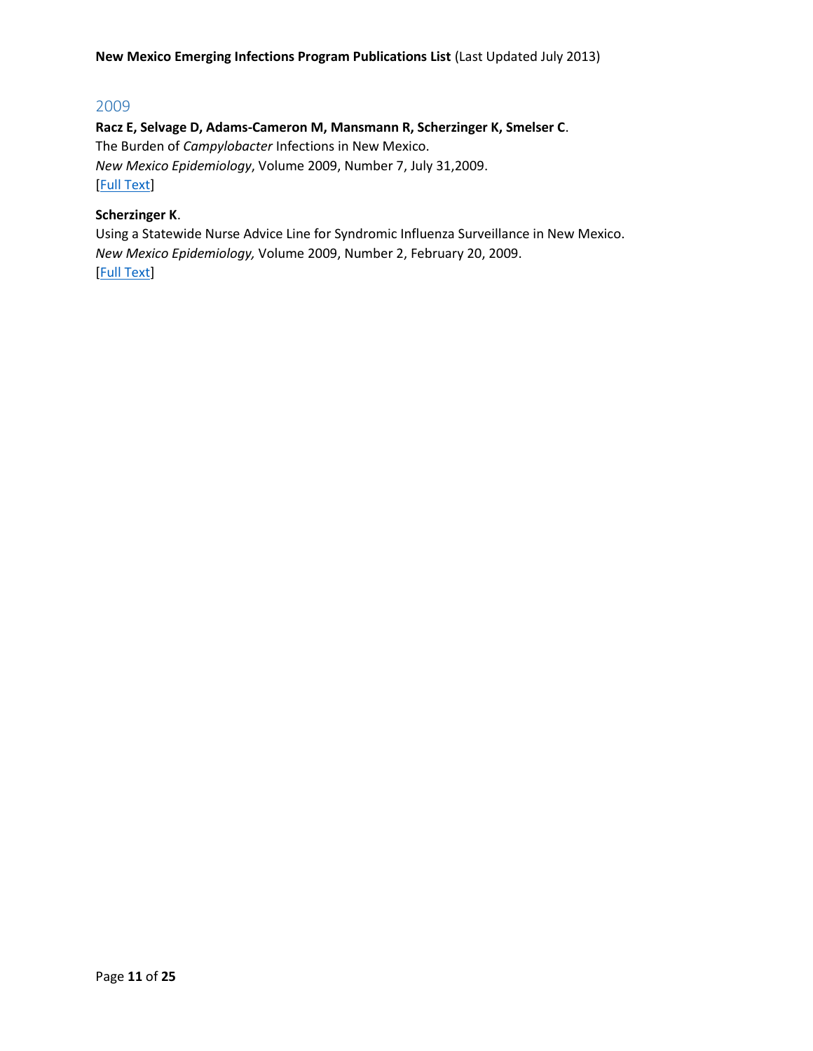## 2009

**Racz E, Selvage D, Adams-Cameron M, Mansmann R, Scherzinger K, Smelser C**.
The Burden of *Campylobacter* Infections in New Mexico.
*New Mexico Epidemiology*, Volume 2009, Number 7, July 31,2009.
[Full Text]

**Scherzinger K**.
Using a Statewide Nurse Advice Line for Syndromic Influenza Surveillance in New Mexico.
*New Mexico Epidemiology,* Volume 2009, Number 2, February 20, 2009.
[Full Text]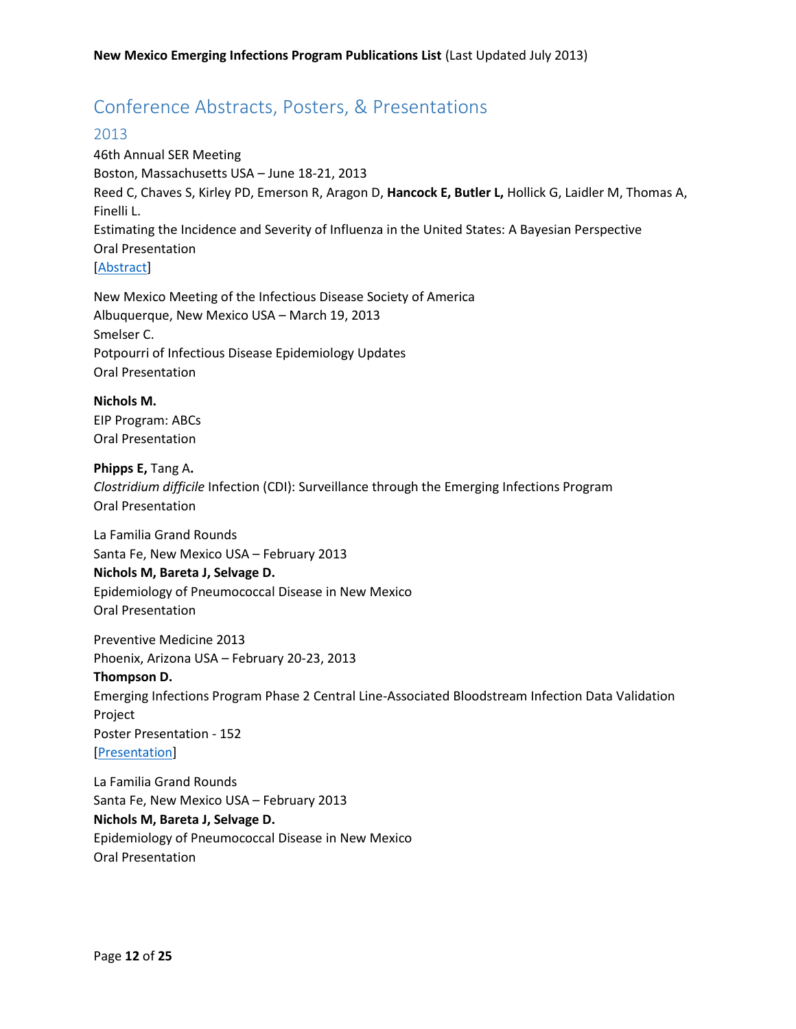# Conference Abstracts, Posters, & Presentations

## 2013

46th Annual SER Meeting
Boston, Massachusetts USA – June 18-21, 2013
Reed C, Chaves S, Kirley PD, Emerson R, Aragon D, **Hancock E, Butler L,** Hollick G, Laidler M, Thomas A, Finelli L.
Estimating the Incidence and Severity of Influenza in the United States: A Bayesian Perspective
Oral Presentation
[Abstract]

New Mexico Meeting of the Infectious Disease Society of America
Albuquerque, New Mexico USA – March 19, 2013
Smelser C.
Potpourri of Infectious Disease Epidemiology Updates
Oral Presentation

**Nichols M.**
EIP Program: ABCs
Oral Presentation

**Phipps E,** Tang A**.**
*Clostridium difficile* Infection (CDI): Surveillance through the Emerging Infections Program
Oral Presentation

La Familia Grand Rounds
Santa Fe, New Mexico USA – February 2013
**Nichols M, Bareta J, Selvage D.**
Epidemiology of Pneumococcal Disease in New Mexico
Oral Presentation

Preventive Medicine 2013
Phoenix, Arizona USA – February 20-23, 2013
**Thompson D.**
Emerging Infections Program Phase 2 Central Line-Associated Bloodstream Infection Data Validation Project
Poster Presentation - 152
[Presentation]

La Familia Grand Rounds
Santa Fe, New Mexico USA – February 2013
**Nichols M, Bareta J, Selvage D.**
Epidemiology of Pneumococcal Disease in New Mexico
Oral Presentation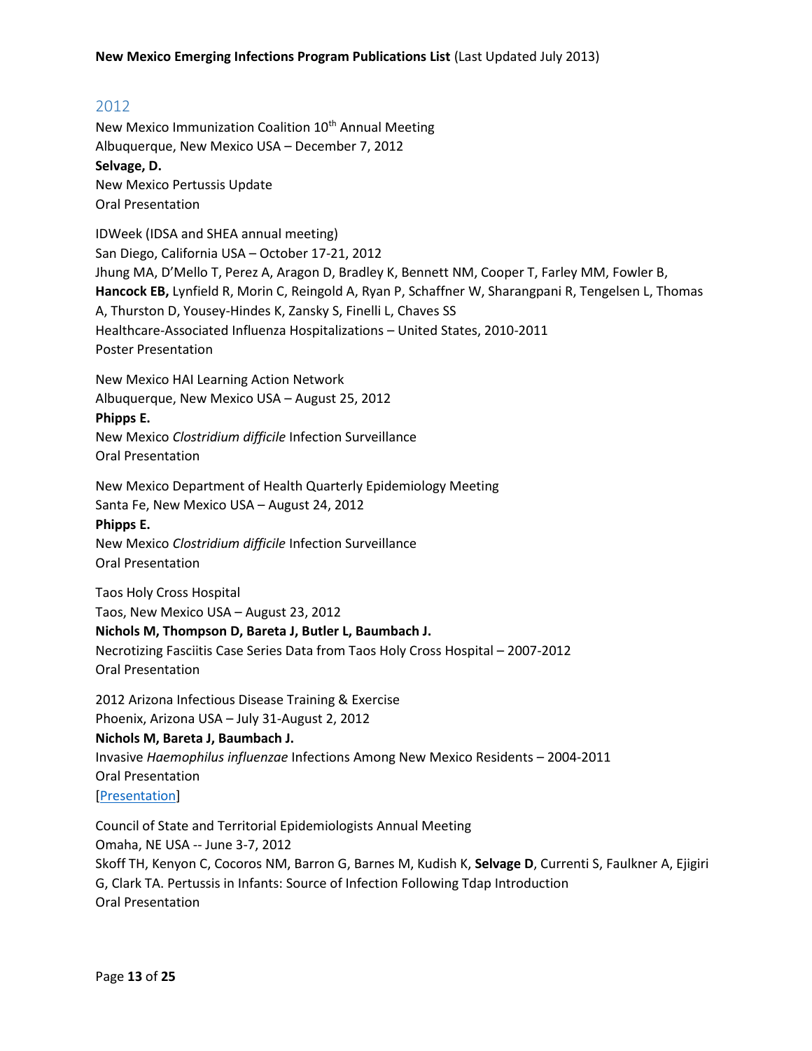## 2012

New Mexico Immunization Coalition 10th Annual Meeting
Albuquerque, New Mexico USA – December 7, 2012
**Selvage, D.**
New Mexico Pertussis Update
Oral Presentation

IDWeek (IDSA and SHEA annual meeting)
San Diego, California USA – October 17-21, 2012
Jhung MA, D'Mello T, Perez A, Aragon D, Bradley K, Bennett NM, Cooper T, Farley MM, Fowler B, **Hancock EB,** Lynfield R, Morin C, Reingold A, Ryan P, Schaffner W, Sharangpani R, Tengelsen L, Thomas A, Thurston D, Yousey-Hindes K, Zansky S, Finelli L, Chaves SS
Healthcare-Associated Influenza Hospitalizations – United States, 2010-2011
Poster Presentation

New Mexico HAI Learning Action Network
Albuquerque, New Mexico USA – August 25, 2012
**Phipps E.**
New Mexico *Clostridium difficile* Infection Surveillance
Oral Presentation

New Mexico Department of Health Quarterly Epidemiology Meeting
Santa Fe, New Mexico USA – August 24, 2012
**Phipps E.**
New Mexico *Clostridium difficile* Infection Surveillance
Oral Presentation

Taos Holy Cross Hospital
Taos, New Mexico USA – August 23, 2012
**Nichols M, Thompson D, Bareta J, Butler L, Baumbach J.**
Necrotizing Fasciitis Case Series Data from Taos Holy Cross Hospital – 2007-2012
Oral Presentation

2012 Arizona Infectious Disease Training & Exercise
Phoenix, Arizona USA – July 31-August 2, 2012
**Nichols M, Bareta J, Baumbach J.**
Invasive *Haemophilus influenzae* Infections Among New Mexico Residents – 2004-2011
Oral Presentation
[Presentation]

Council of State and Territorial Epidemiologists Annual Meeting
Omaha, NE USA -- June 3-7, 2012
Skoff TH, Kenyon C, Cocoros NM, Barron G, Barnes M, Kudish K, **Selvage D**, Currenti S, Faulkner A, Ejigiri G, Clark TA. Pertussis in Infants: Source of Infection Following Tdap Introduction
Oral Presentation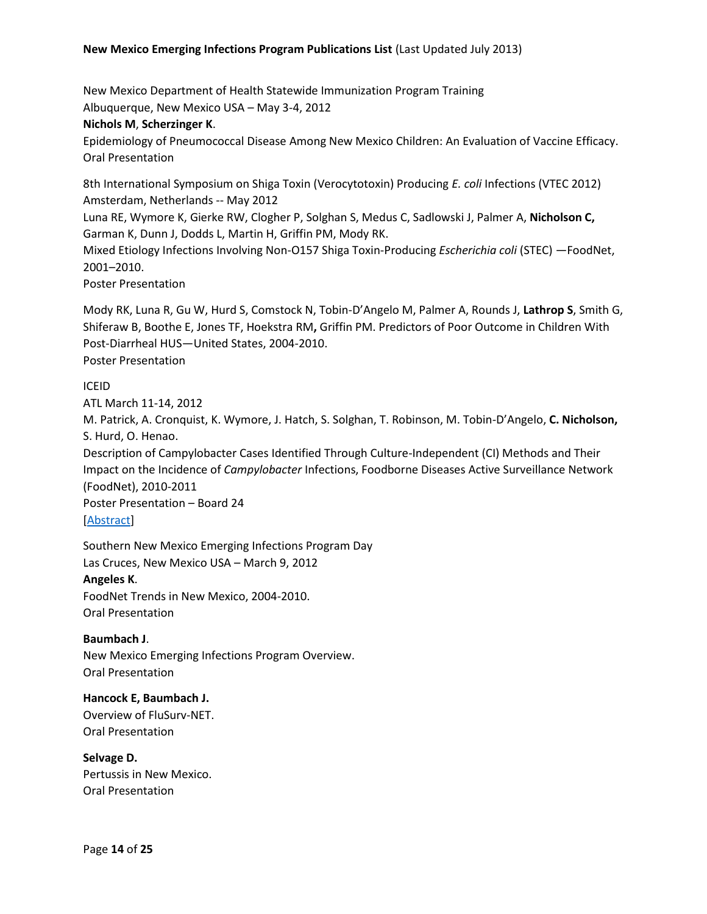New Mexico Department of Health Statewide Immunization Program Training
Albuquerque, New Mexico USA – May 3-4, 2012
**Nichols M**, **Scherzinger K**.
Epidemiology of Pneumococcal Disease Among New Mexico Children: An Evaluation of Vaccine Efficacy.
Oral Presentation

8th International Symposium on Shiga Toxin (Verocytotoxin) Producing *E. coli* Infections (VTEC 2012)
Amsterdam, Netherlands -- May 2012
Luna RE, Wymore K, Gierke RW, Clogher P, Solghan S, Medus C, Sadlowski J, Palmer A, **Nicholson C,** Garman K, Dunn J, Dodds L, Martin H, Griffin PM, Mody RK.
Mixed Etiology Infections Involving Non-O157 Shiga Toxin-Producing *Escherichia coli* (STEC) —FoodNet, 2001–2010.
Poster Presentation

Mody RK, Luna R, Gu W, Hurd S, Comstock N, Tobin-D'Angelo M, Palmer A, Rounds J, **Lathrop S**, Smith G, Shiferaw B, Boothe E, Jones TF, Hoekstra RM**,** Griffin PM. Predictors of Poor Outcome in Children With Post-Diarrheal HUS—United States, 2004-2010.
Poster Presentation

ICEID
ATL March 11-14, 2012
M. Patrick, A. Cronquist, K. Wymore, J. Hatch, S. Solghan, T. Robinson, M. Tobin-D'Angelo, **C. Nicholson,** S. Hurd, O. Henao.
Description of Campylobacter Cases Identified Through Culture-Independent (CI) Methods and Their Impact on the Incidence of *Campylobacter* Infections, Foodborne Diseases Active Surveillance Network (FoodNet), 2010-2011
Poster Presentation – Board 24
[Abstract]

Southern New Mexico Emerging Infections Program Day
Las Cruces, New Mexico USA – March 9, 2012
**Angeles K**.
FoodNet Trends in New Mexico, 2004-2010.
Oral Presentation

**Baumbach J**.
New Mexico Emerging Infections Program Overview.
Oral Presentation

**Hancock E, Baumbach J.**
Overview of FluSurv-NET.
Oral Presentation

**Selvage D.**
Pertussis in New Mexico.
Oral Presentation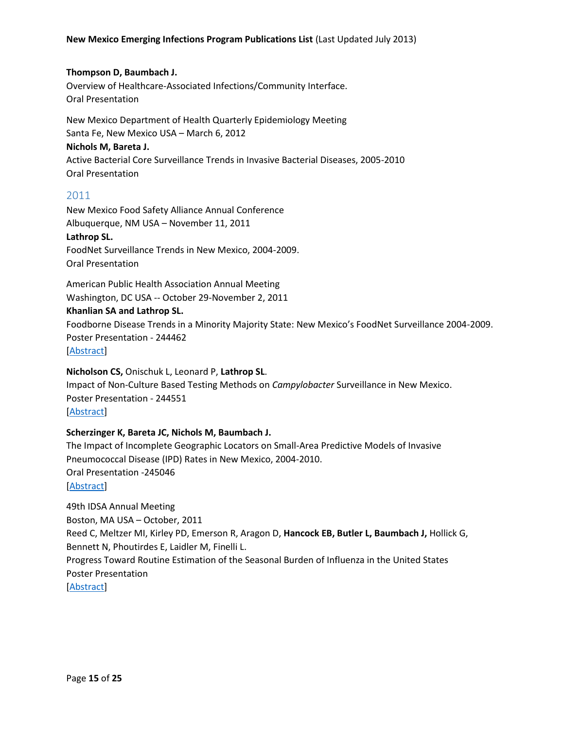**Thompson D, Baumbach J.**
Overview of Healthcare-Associated Infections/Community Interface.
Oral Presentation

New Mexico Department of Health Quarterly Epidemiology Meeting
Santa Fe, New Mexico USA – March 6, 2012
**Nichols M, Bareta J.**
Active Bacterial Core Surveillance Trends in Invasive Bacterial Diseases, 2005-2010
Oral Presentation

## 2011

New Mexico Food Safety Alliance Annual Conference
Albuquerque, NM USA – November 11, 2011
**Lathrop SL.**
FoodNet Surveillance Trends in New Mexico, 2004-2009.
Oral Presentation

American Public Health Association Annual Meeting
Washington, DC USA -- October 29-November 2, 2011
**Khanlian SA and Lathrop SL.**
Foodborne Disease Trends in a Minority Majority State: New Mexico's FoodNet Surveillance 2004-2009.
Poster Presentation - 244462
[Abstract]

**Nicholson CS,** Onischuk L, Leonard P, **Lathrop SL**.
Impact of Non-Culture Based Testing Methods on *Campylobacter* Surveillance in New Mexico.
Poster Presentation - 244551
[Abstract]

**Scherzinger K, Bareta JC, Nichols M, Baumbach J.**
The Impact of Incomplete Geographic Locators on Small-Area Predictive Models of Invasive Pneumococcal Disease (IPD) Rates in New Mexico, 2004-2010.
Oral Presentation -245046
[Abstract]

49th IDSA Annual Meeting
Boston, MA USA – October, 2011
Reed C, Meltzer MI, Kirley PD, Emerson R, Aragon D, **Hancock EB, Butler L, Baumbach J,** Hollick G, Bennett N, Phoutirdes E, Laidler M, Finelli L.
Progress Toward Routine Estimation of the Seasonal Burden of Influenza in the United States
Poster Presentation
[Abstract]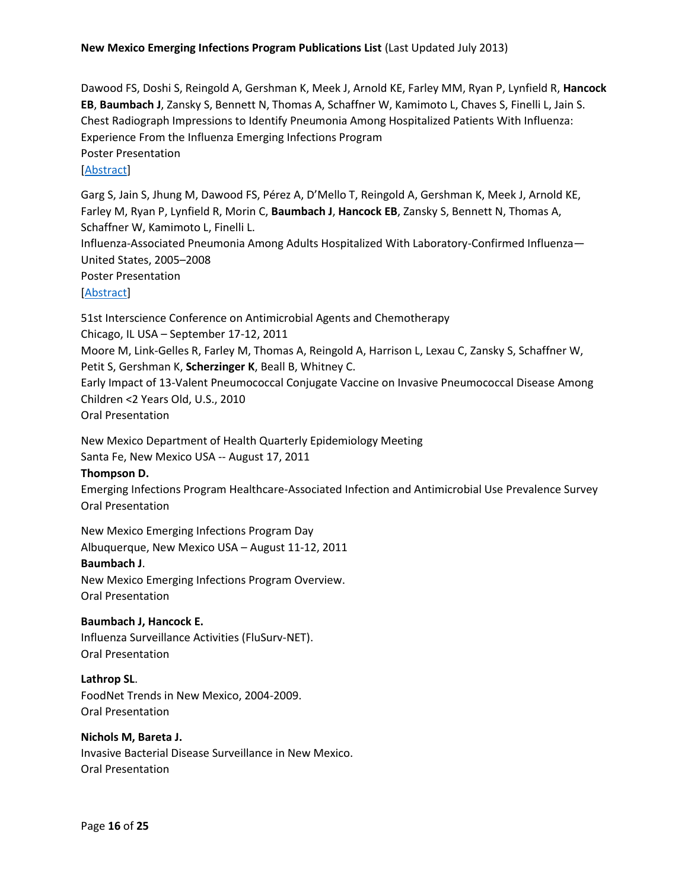Dawood FS, Doshi S, Reingold A, Gershman K, Meek J, Arnold KE, Farley MM, Ryan P, Lynfield R, **Hancock EB**, **Baumbach J**, Zansky S, Bennett N, Thomas A, Schaffner W, Kamimoto L, Chaves S, Finelli L, Jain S.
Chest Radiograph Impressions to Identify Pneumonia Among Hospitalized Patients With Influenza: Experience From the Influenza Emerging Infections Program
Poster Presentation
[Abstract]

Garg S, Jain S, Jhung M, Dawood FS, Pérez A, D'Mello T, Reingold A, Gershman K, Meek J, Arnold KE, Farley M, Ryan P, Lynfield R, Morin C, **Baumbach J**, **Hancock EB**, Zansky S, Bennett N, Thomas A, Schaffner W, Kamimoto L, Finelli L.
Influenza-Associated Pneumonia Among Adults Hospitalized With Laboratory-Confirmed Influenza—United States, 2005–2008
Poster Presentation
[Abstract]

51st Interscience Conference on Antimicrobial Agents and Chemotherapy
Chicago, IL USA – September 17-12, 2011
Moore M, Link-Gelles R, Farley M, Thomas A, Reingold A, Harrison L, Lexau C, Zansky S, Schaffner W, Petit S, Gershman K, **Scherzinger K**, Beall B, Whitney C.
Early Impact of 13-Valent Pneumococcal Conjugate Vaccine on Invasive Pneumococcal Disease Among Children <2 Years Old, U.S., 2010
Oral Presentation

New Mexico Department of Health Quarterly Epidemiology Meeting
Santa Fe, New Mexico USA -- August 17, 2011
**Thompson D.**
Emerging Infections Program Healthcare-Associated Infection and Antimicrobial Use Prevalence Survey
Oral Presentation

New Mexico Emerging Infections Program Day
Albuquerque, New Mexico USA – August 11-12, 2011
**Baumbach J**.
New Mexico Emerging Infections Program Overview.
Oral Presentation

**Baumbach J, Hancock E.**
Influenza Surveillance Activities (FluSurv-NET).
Oral Presentation

**Lathrop SL**.
FoodNet Trends in New Mexico, 2004-2009.
Oral Presentation

**Nichols M, Bareta J.**
Invasive Bacterial Disease Surveillance in New Mexico.
Oral Presentation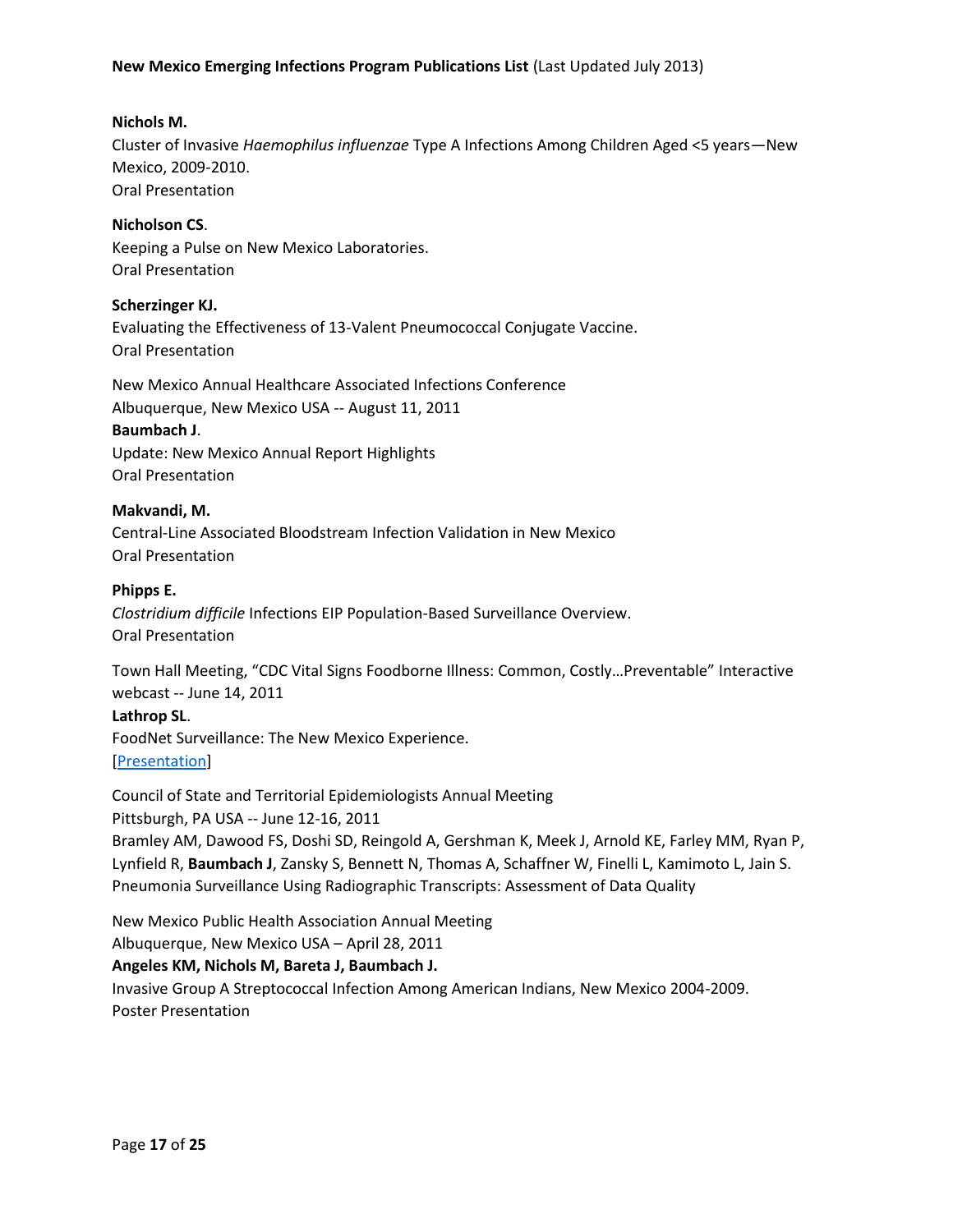**Nichols M.**
Cluster of Invasive *Haemophilus influenzae* Type A Infections Among Children Aged <5 years—New Mexico, 2009-2010.
Oral Presentation

**Nicholson CS**.
Keeping a Pulse on New Mexico Laboratories.
Oral Presentation

**Scherzinger KJ.**
Evaluating the Effectiveness of 13-Valent Pneumococcal Conjugate Vaccine.
Oral Presentation

New Mexico Annual Healthcare Associated Infections Conference
Albuquerque, New Mexico USA -- August 11, 2011
**Baumbach J**.
Update: New Mexico Annual Report Highlights
Oral Presentation

**Makvandi, M.**
Central-Line Associated Bloodstream Infection Validation in New Mexico
Oral Presentation

**Phipps E.**
*Clostridium difficile* Infections EIP Population-Based Surveillance Overview.
Oral Presentation

Town Hall Meeting, "CDC Vital Signs Foodborne Illness: Common, Costly…Preventable" Interactive webcast -- June 14, 2011
**Lathrop SL**.
FoodNet Surveillance: The New Mexico Experience.
[Presentation]

Council of State and Territorial Epidemiologists Annual Meeting
Pittsburgh, PA USA -- June 12-16, 2011
Bramley AM, Dawood FS, Doshi SD, Reingold A, Gershman K, Meek J, Arnold KE, Farley MM, Ryan P, Lynfield R, **Baumbach J**, Zansky S, Bennett N, Thomas A, Schaffner W, Finelli L, Kamimoto L, Jain S.
Pneumonia Surveillance Using Radiographic Transcripts: Assessment of Data Quality

New Mexico Public Health Association Annual Meeting
Albuquerque, New Mexico USA – April 28, 2011
**Angeles KM, Nichols M, Bareta J, Baumbach J.**
Invasive Group A Streptococcal Infection Among American Indians, New Mexico 2004-2009.
Poster Presentation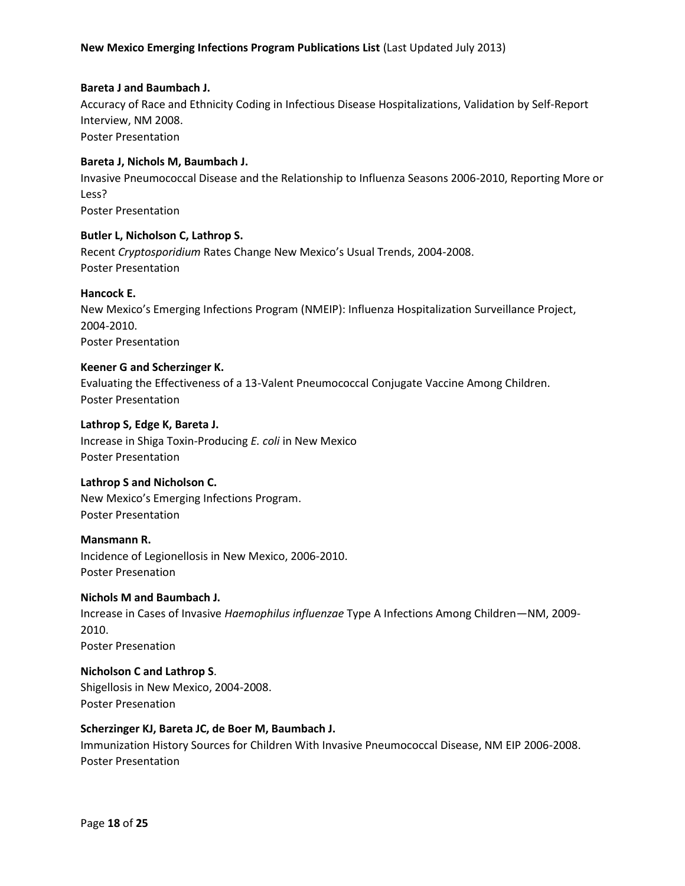**Bareta J and Baumbach J.**
Accuracy of Race and Ethnicity Coding in Infectious Disease Hospitalizations, Validation by Self-Report Interview, NM 2008.
Poster Presentation

**Bareta J, Nichols M, Baumbach J.**
Invasive Pneumococcal Disease and the Relationship to Influenza Seasons 2006-2010, Reporting More or Less?
Poster Presentation

**Butler L, Nicholson C, Lathrop S.**
Recent *Cryptosporidium* Rates Change New Mexico's Usual Trends, 2004-2008.
Poster Presentation

**Hancock E.**
New Mexico's Emerging Infections Program (NMEIP): Influenza Hospitalization Surveillance Project, 2004-2010.
Poster Presentation

**Keener G and Scherzinger K.**
Evaluating the Effectiveness of a 13-Valent Pneumococcal Conjugate Vaccine Among Children.
Poster Presentation

**Lathrop S, Edge K, Bareta J.**
Increase in Shiga Toxin-Producing *E. coli* in New Mexico
Poster Presentation

**Lathrop S and Nicholson C.**
New Mexico's Emerging Infections Program.
Poster Presentation

**Mansmann R.**
Incidence of Legionellosis in New Mexico, 2006-2010.
Poster Presenation

**Nichols M and Baumbach J.**
Increase in Cases of Invasive *Haemophilus influenzae* Type A Infections Among Children—NM, 2009-2010.
Poster Presenation

**Nicholson C and Lathrop S**.
Shigellosis in New Mexico, 2004-2008.
Poster Presenation

**Scherzinger KJ, Bareta JC, de Boer M, Baumbach J.**
Immunization History Sources for Children With Invasive Pneumococcal Disease, NM EIP 2006-2008.
Poster Presentation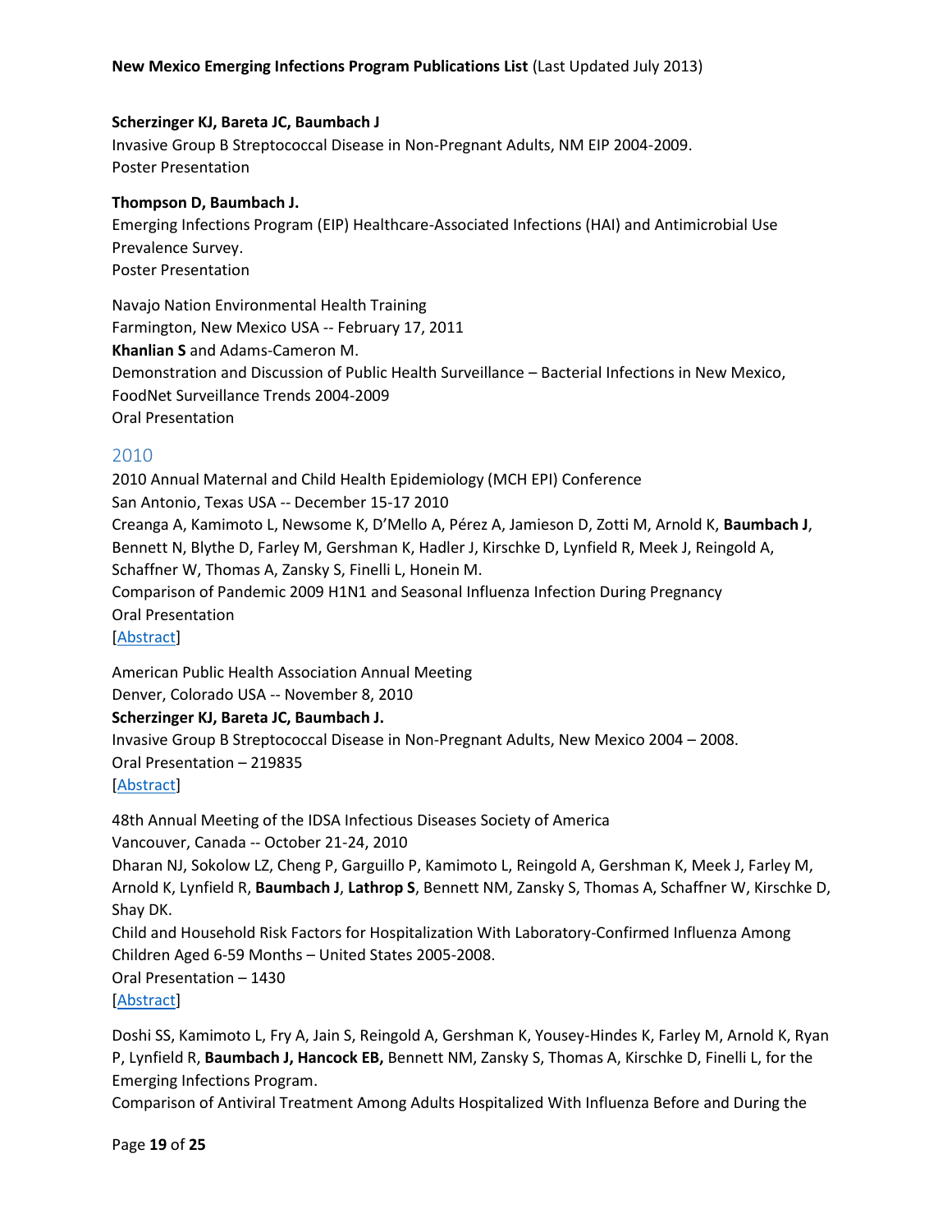**Scherzinger KJ, Bareta JC, Baumbach J**
Invasive Group B Streptococcal Disease in Non-Pregnant Adults, NM EIP 2004-2009.
Poster Presentation

**Thompson D, Baumbach J.**
Emerging Infections Program (EIP) Healthcare-Associated Infections (HAI) and Antimicrobial Use Prevalence Survey.
Poster Presentation

Navajo Nation Environmental Health Training
Farmington, New Mexico USA -- February 17, 2011
**Khanlian S** and Adams-Cameron M.
Demonstration and Discussion of Public Health Surveillance – Bacterial Infections in New Mexico, FoodNet Surveillance Trends 2004-2009
Oral Presentation

## 2010

2010 Annual Maternal and Child Health Epidemiology (MCH EPI) Conference
San Antonio, Texas USA -- December 15-17 2010
Creanga A, Kamimoto L, Newsome K, D'Mello A, Pérez A, Jamieson D, Zotti M, Arnold K, **Baumbach J**, Bennett N, Blythe D, Farley M, Gershman K, Hadler J, Kirschke D, Lynfield R, Meek J, Reingold A, Schaffner W, Thomas A, Zansky S, Finelli L, Honein M.
Comparison of Pandemic 2009 H1N1 and Seasonal Influenza Infection During Pregnancy
Oral Presentation
[Abstract]

American Public Health Association Annual Meeting
Denver, Colorado USA -- November 8, 2010
**Scherzinger KJ, Bareta JC, Baumbach J.**
Invasive Group B Streptococcal Disease in Non-Pregnant Adults, New Mexico 2004 – 2008.
Oral Presentation – 219835
[Abstract]

48th Annual Meeting of the IDSA Infectious Diseases Society of America
Vancouver, Canada -- October 21-24, 2010
Dharan NJ, Sokolow LZ, Cheng P, Garguillo P, Kamimoto L, Reingold A, Gershman K, Meek J, Farley M, Arnold K, Lynfield R, **Baumbach J**, **Lathrop S**, Bennett NM, Zansky S, Thomas A, Schaffner W, Kirschke D, Shay DK.
Child and Household Risk Factors for Hospitalization With Laboratory-Confirmed Influenza Among Children Aged 6-59 Months – United States 2005-2008.
Oral Presentation – 1430
[Abstract]

Doshi SS, Kamimoto L, Fry A, Jain S, Reingold A, Gershman K, Yousey-Hindes K, Farley M, Arnold K, Ryan P, Lynfield R, **Baumbach J, Hancock EB,** Bennett NM, Zansky S, Thomas A, Kirschke D, Finelli L, for the Emerging Infections Program.
Comparison of Antiviral Treatment Among Adults Hospitalized With Influenza Before and During the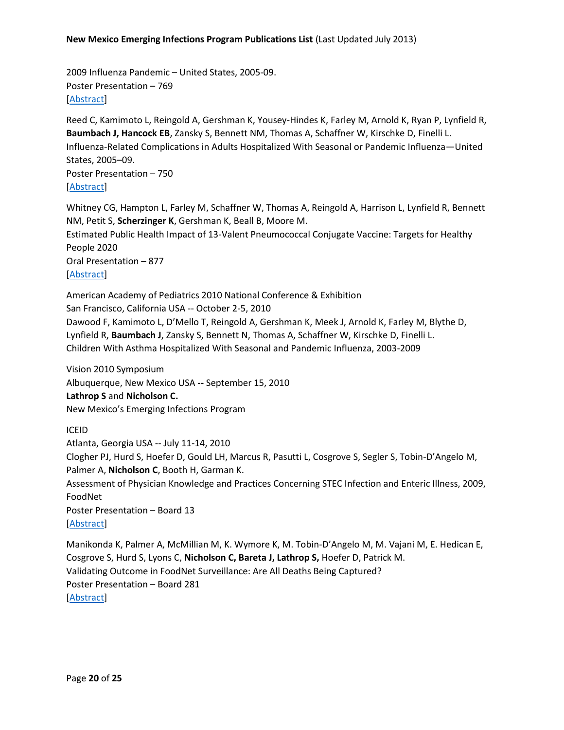2009 Influenza Pandemic – United States, 2005-09.
Poster Presentation – 769
[Abstract]

Reed C, Kamimoto L, Reingold A, Gershman K, Yousey-Hindes K, Farley M, Arnold K, Ryan P, Lynfield R, **Baumbach J, Hancock EB**, Zansky S, Bennett NM, Thomas A, Schaffner W, Kirschke D, Finelli L.
Influenza-Related Complications in Adults Hospitalized With Seasonal or Pandemic Influenza—United States, 2005–09.
Poster Presentation – 750
[Abstract]

Whitney CG, Hampton L, Farley M, Schaffner W, Thomas A, Reingold A, Harrison L, Lynfield R, Bennett NM, Petit S, **Scherzinger K**, Gershman K, Beall B, Moore M.
Estimated Public Health Impact of 13-Valent Pneumococcal Conjugate Vaccine: Targets for Healthy People 2020
Oral Presentation – 877
[Abstract]

American Academy of Pediatrics 2010 National Conference & Exhibition
San Francisco, California USA -- October 2-5, 2010
Dawood F, Kamimoto L, D'Mello T, Reingold A, Gershman K, Meek J, Arnold K, Farley M, Blythe D, Lynfield R, **Baumbach J**, Zansky S, Bennett N, Thomas A, Schaffner W, Kirschke D, Finelli L.
Children With Asthma Hospitalized With Seasonal and Pandemic Influenza, 2003-2009

Vision 2010 Symposium
Albuquerque, New Mexico USA **--** September 15, 2010
**Lathrop S** and **Nicholson C.**
New Mexico's Emerging Infections Program

ICEID
Atlanta, Georgia USA -- July 11-14, 2010
Clogher PJ, Hurd S, Hoefer D, Gould LH, Marcus R, Pasutti L, Cosgrove S, Segler S, Tobin-D'Angelo M, Palmer A, **Nicholson C**, Booth H, Garman K.
Assessment of Physician Knowledge and Practices Concerning STEC Infection and Enteric Illness, 2009, FoodNet
Poster Presentation – Board 13
[Abstract]

Manikonda K, Palmer A, McMillian M, K. Wymore K, M. Tobin-D'Angelo M, M. Vajani M, E. Hedican E, Cosgrove S, Hurd S, Lyons C, **Nicholson C, Bareta J, Lathrop S,** Hoefer D, Patrick M.
Validating Outcome in FoodNet Surveillance: Are All Deaths Being Captured?
Poster Presentation – Board 281
[Abstract]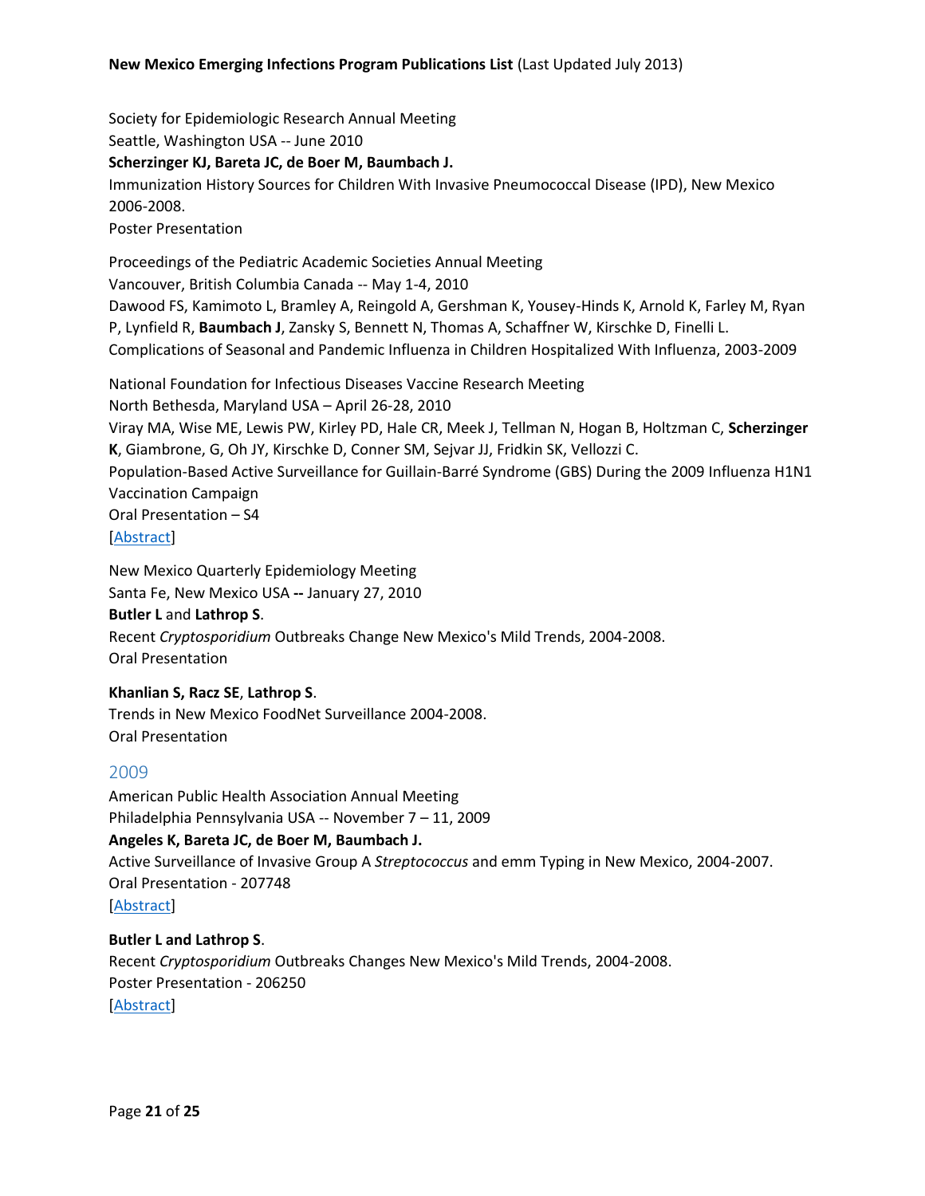Society for Epidemiologic Research Annual Meeting
Seattle, Washington USA -- June 2010
**Scherzinger KJ, Bareta JC, de Boer M, Baumbach J.**
Immunization History Sources for Children With Invasive Pneumococcal Disease (IPD), New Mexico 2006-2008.
Poster Presentation

Proceedings of the Pediatric Academic Societies Annual Meeting
Vancouver, British Columbia Canada -- May 1-4, 2010
Dawood FS, Kamimoto L, Bramley A, Reingold A, Gershman K, Yousey-Hinds K, Arnold K, Farley M, Ryan P, Lynfield R, **Baumbach J**, Zansky S, Bennett N, Thomas A, Schaffner W, Kirschke D, Finelli L.
Complications of Seasonal and Pandemic Influenza in Children Hospitalized With Influenza, 2003-2009

National Foundation for Infectious Diseases Vaccine Research Meeting
North Bethesda, Maryland USA – April 26-28, 2010
Viray MA, Wise ME, Lewis PW, Kirley PD, Hale CR, Meek J, Tellman N, Hogan B, Holtzman C, **Scherzinger K**, Giambrone, G, Oh JY, Kirschke D, Conner SM, Sejvar JJ, Fridkin SK, Vellozzi C.
Population-Based Active Surveillance for Guillain-Barré Syndrome (GBS) During the 2009 Influenza H1N1 Vaccination Campaign
Oral Presentation – S4
[Abstract]

New Mexico Quarterly Epidemiology Meeting
Santa Fe, New Mexico USA **--** January 27, 2010
**Butler L** and **Lathrop S**.
Recent *Cryptosporidium* Outbreaks Change New Mexico's Mild Trends, 2004-2008.
Oral Presentation

**Khanlian S, Racz SE**, **Lathrop S**.
Trends in New Mexico FoodNet Surveillance 2004-2008.
Oral Presentation

## 2009

American Public Health Association Annual Meeting
Philadelphia Pennsylvania USA -- November 7 – 11, 2009
**Angeles K, Bareta JC, de Boer M, Baumbach J.**
Active Surveillance of Invasive Group A *Streptococcus* and emm Typing in New Mexico, 2004-2007.
Oral Presentation - 207748
[Abstract]

**Butler L and Lathrop S**.
Recent *Cryptosporidium* Outbreaks Changes New Mexico's Mild Trends, 2004-2008.
Poster Presentation - 206250
[Abstract]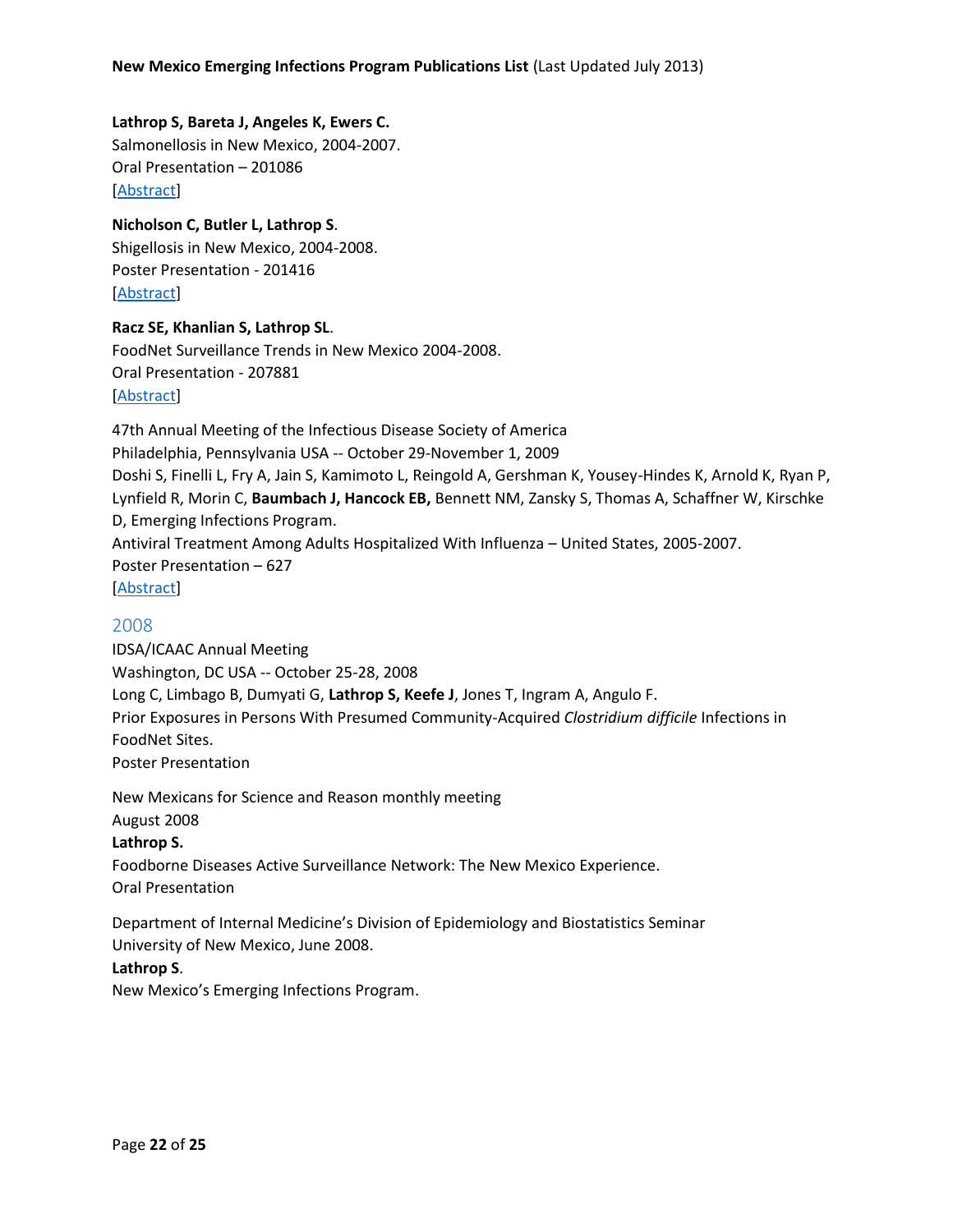**Lathrop S, Bareta J, Angeles K, Ewers C.**
Salmonellosis in New Mexico, 2004-2007.
Oral Presentation – 201086
[Abstract]

**Nicholson C, Butler L, Lathrop S**.
Shigellosis in New Mexico, 2004-2008.
Poster Presentation - 201416
[Abstract]

**Racz SE, Khanlian S, Lathrop SL**.
FoodNet Surveillance Trends in New Mexico 2004-2008.
Oral Presentation - 207881
[Abstract]

47th Annual Meeting of the Infectious Disease Society of America
Philadelphia, Pennsylvania USA -- October 29-November 1, 2009
Doshi S, Finelli L, Fry A, Jain S, Kamimoto L, Reingold A, Gershman K, Yousey-Hindes K, Arnold K, Ryan P, Lynfield R, Morin C, **Baumbach J, Hancock EB,** Bennett NM, Zansky S, Thomas A, Schaffner W, Kirschke D, Emerging Infections Program.
Antiviral Treatment Among Adults Hospitalized With Influenza – United States, 2005-2007.
Poster Presentation – 627
[Abstract]

## 2008

IDSA/ICAAC Annual Meeting
Washington, DC USA -- October 25-28, 2008
Long C, Limbago B, Dumyati G, **Lathrop S, Keefe J**, Jones T, Ingram A, Angulo F.
Prior Exposures in Persons With Presumed Community-Acquired *Clostridium difficile* Infections in FoodNet Sites.
Poster Presentation

New Mexicans for Science and Reason monthly meeting
August 2008
**Lathrop S.**
Foodborne Diseases Active Surveillance Network: The New Mexico Experience.
Oral Presentation

Department of Internal Medicine's Division of Epidemiology and Biostatistics Seminar
University of New Mexico, June 2008.
**Lathrop S**.
New Mexico's Emerging Infections Program.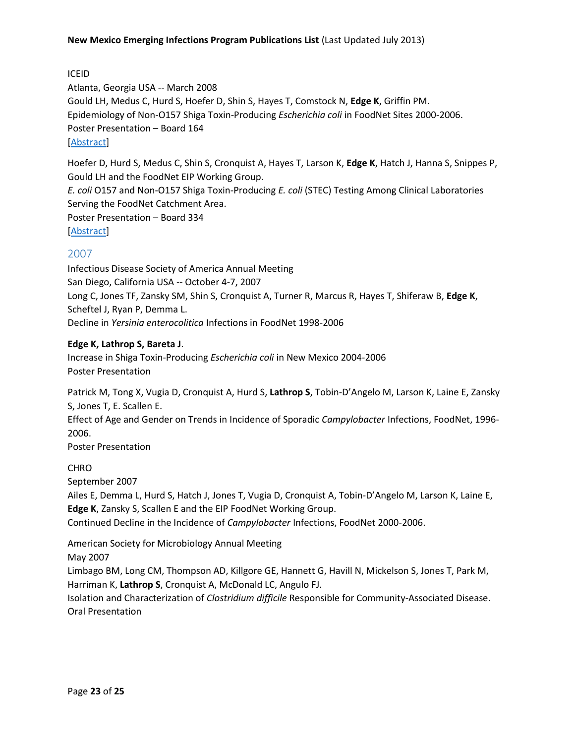ICEID
Atlanta, Georgia USA -- March 2008
Gould LH, Medus C, Hurd S, Hoefer D, Shin S, Hayes T, Comstock N, **Edge K**, Griffin PM.
Epidemiology of Non-O157 Shiga Toxin-Producing *Escherichia coli* in FoodNet Sites 2000-2006.
Poster Presentation – Board 164
[Abstract]

Hoefer D, Hurd S, Medus C, Shin S, Cronquist A, Hayes T, Larson K, **Edge K**, Hatch J, Hanna S, Snippes P, Gould LH and the FoodNet EIP Working Group.
*E. coli* O157 and Non-O157 Shiga Toxin-Producing *E. coli* (STEC) Testing Among Clinical Laboratories Serving the FoodNet Catchment Area.
Poster Presentation – Board 334
[Abstract]

## 2007

Infectious Disease Society of America Annual Meeting
San Diego, California USA -- October 4-7, 2007
Long C, Jones TF, Zansky SM, Shin S, Cronquist A, Turner R, Marcus R, Hayes T, Shiferaw B, **Edge K**, Scheftel J, Ryan P, Demma L.
Decline in *Yersinia enterocolitica* Infections in FoodNet 1998-2006

**Edge K, Lathrop S, Bareta J**.
Increase in Shiga Toxin-Producing *Escherichia coli* in New Mexico 2004-2006
Poster Presentation

Patrick M, Tong X, Vugia D, Cronquist A, Hurd S, **Lathrop S**, Tobin-D'Angelo M, Larson K, Laine E, Zansky S, Jones T, E. Scallen E.
Effect of Age and Gender on Trends in Incidence of Sporadic *Campylobacter* Infections, FoodNet, 1996-2006.
Poster Presentation

CHRO
September 2007
Ailes E, Demma L, Hurd S, Hatch J, Jones T, Vugia D, Cronquist A, Tobin-D'Angelo M, Larson K, Laine E, **Edge K**, Zansky S, Scallen E and the EIP FoodNet Working Group.
Continued Decline in the Incidence of *Campylobacter* Infections, FoodNet 2000-2006.

American Society for Microbiology Annual Meeting
May 2007
Limbago BM, Long CM, Thompson AD, Killgore GE, Hannett G, Havill N, Mickelson S, Jones T, Park M, Harriman K, **Lathrop S**, Cronquist A, McDonald LC, Angulo FJ.
Isolation and Characterization of *Clostridium difficile* Responsible for Community-Associated Disease.
Oral Presentation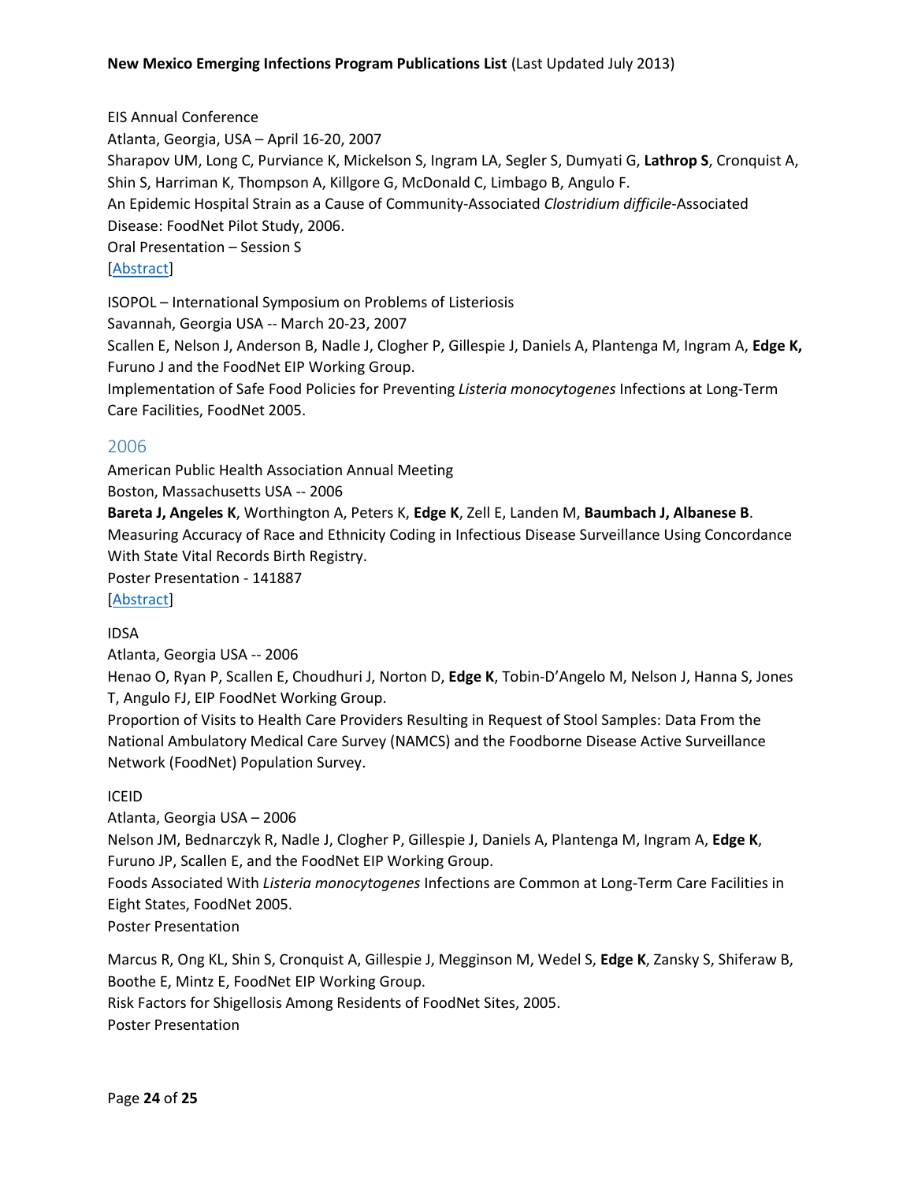EIS Annual Conference
Atlanta, Georgia, USA – April 16-20, 2007
Sharapov UM, Long C, Purviance K, Mickelson S, Ingram LA, Segler S, Dumyati G, **Lathrop S**, Cronquist A, Shin S, Harriman K, Thompson A, Killgore G, McDonald C, Limbago B, Angulo F.
An Epidemic Hospital Strain as a Cause of Community-Associated *Clostridium difficile*-Associated Disease: FoodNet Pilot Study, 2006.
Oral Presentation – Session S
[Abstract]

ISOPOL – International Symposium on Problems of Listeriosis
Savannah, Georgia USA -- March 20-23, 2007
Scallen E, Nelson J, Anderson B, Nadle J, Clogher P, Gillespie J, Daniels A, Plantenga M, Ingram A, **Edge K,** Furuno J and the FoodNet EIP Working Group.
Implementation of Safe Food Policies for Preventing *Listeria monocytogenes* Infections at Long-Term Care Facilities, FoodNet 2005.

## 2006

American Public Health Association Annual Meeting
Boston, Massachusetts USA -- 2006
**Bareta J, Angeles K**, Worthington A, Peters K, **Edge K**, Zell E, Landen M, **Baumbach J, Albanese B**.
Measuring Accuracy of Race and Ethnicity Coding in Infectious Disease Surveillance Using Concordance With State Vital Records Birth Registry.
Poster Presentation - 141887
[Abstract]

IDSA
Atlanta, Georgia USA -- 2006
Henao O, Ryan P, Scallen E, Choudhuri J, Norton D, **Edge K**, Tobin-D'Angelo M, Nelson J, Hanna S, Jones T, Angulo FJ, EIP FoodNet Working Group.
Proportion of Visits to Health Care Providers Resulting in Request of Stool Samples: Data From the National Ambulatory Medical Care Survey (NAMCS) and the Foodborne Disease Active Surveillance Network (FoodNet) Population Survey.

ICEID
Atlanta, Georgia USA – 2006
Nelson JM, Bednarczyk R, Nadle J, Clogher P, Gillespie J, Daniels A, Plantenga M, Ingram A, **Edge K**, Furuno JP, Scallen E, and the FoodNet EIP Working Group.
Foods Associated With *Listeria monocytogenes* Infections are Common at Long-Term Care Facilities in Eight States, FoodNet 2005.
Poster Presentation

Marcus R, Ong KL, Shin S, Cronquist A, Gillespie J, Megginson M, Wedel S, **Edge K**, Zansky S, Shiferaw B, Boothe E, Mintz E, FoodNet EIP Working Group.
Risk Factors for Shigellosis Among Residents of FoodNet Sites, 2005.
Poster Presentation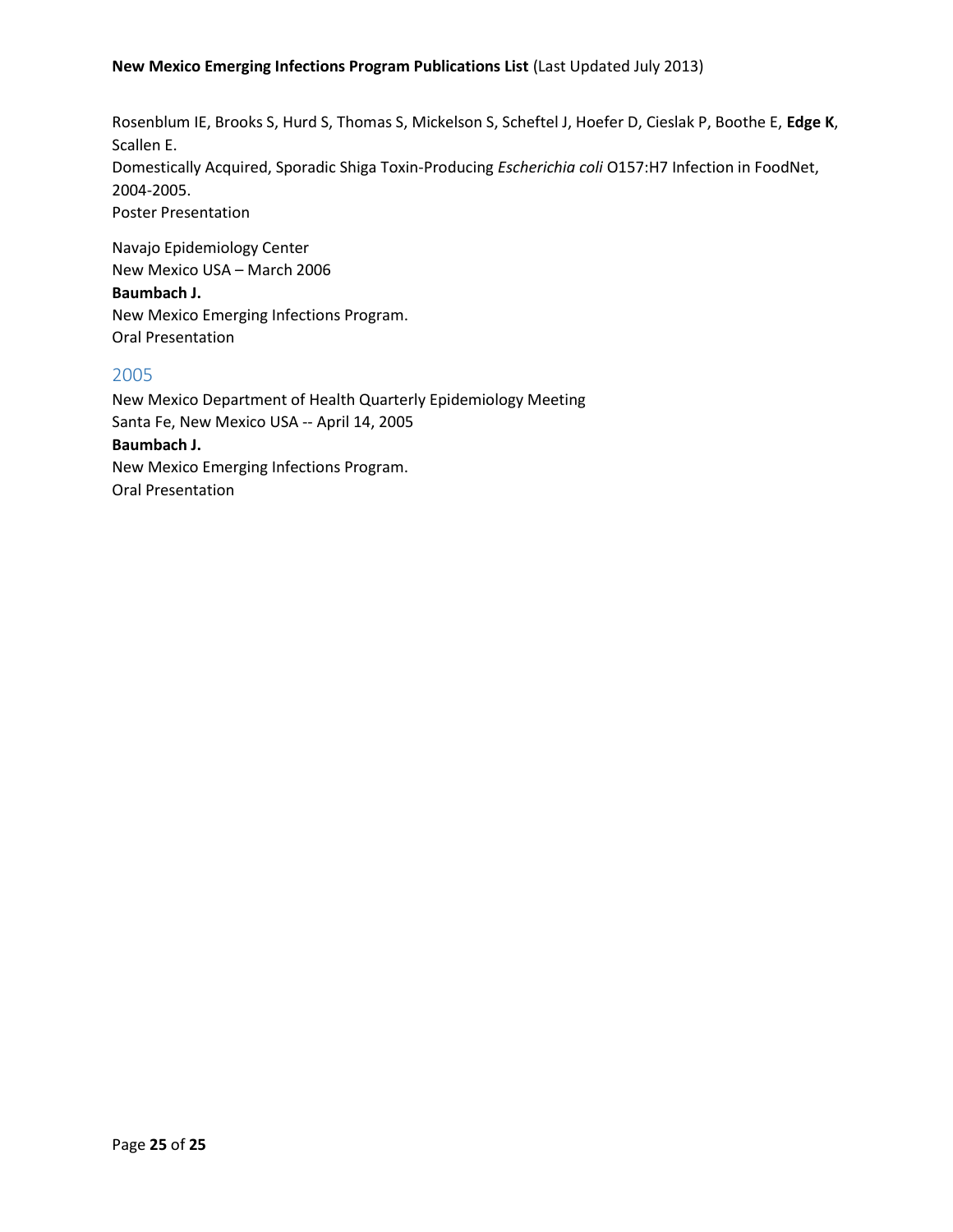Rosenblum IE, Brooks S, Hurd S, Thomas S, Mickelson S, Scheftel J, Hoefer D, Cieslak P, Boothe E, **Edge K**, Scallen E.
Domestically Acquired, Sporadic Shiga Toxin-Producing *Escherichia coli* O157:H7 Infection in FoodNet, 2004-2005.
Poster Presentation

Navajo Epidemiology Center
New Mexico USA – March 2006
**Baumbach J.**
New Mexico Emerging Infections Program.
Oral Presentation

## 2005

New Mexico Department of Health Quarterly Epidemiology Meeting
Santa Fe, New Mexico USA -- April 14, 2005
**Baumbach J.**
New Mexico Emerging Infections Program.
Oral Presentation